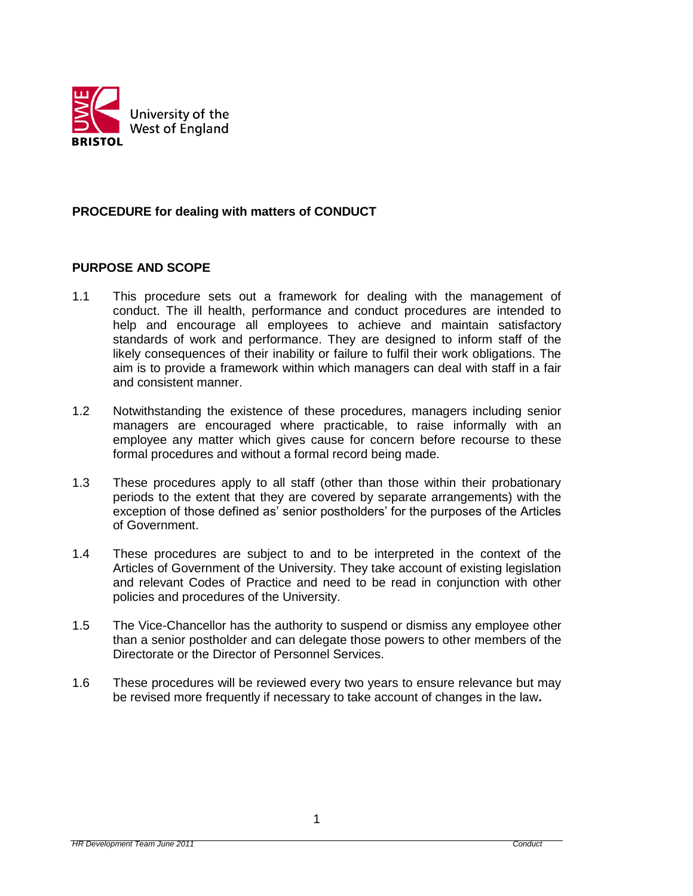University of the West of England

BRISTOL

## PROCEDURE for dealing with matters of CONDUCT

## PURPOSE AND SCOPE

1.1 This procedure sets out a framework for dealing with the management of conduct. The ill health, performance and conduct procedures are intended to help and encourage all employees to achieve and maintain satisfactory standards of work and performance. They are designed to inform staff of the likely consequences of their inability or failure to fulfil their work obligations. The aim is to provide a framework within which managers can deal with staff in a fair and consistent manner.

1.2 Notwithstanding the existence of these procedures, managers including senior managers are encouraged where practicable, to raise informally with an employee any matter which gives cause for concern before recourse to these formal procedures and without a formal record being made.

1.3 These procedures apply to all staff (other than those within their probationary periods to the extent that they are covered by separate arrangements) with the exception of those defined as' senior postholders' for the purposes of the Articles of Government.

1.4 These procedures are subject to and to be interpreted in the context of the Articles of Government of the University. They take account of existing legislation and relevant Codes of Practice and need to be read in conjunction with other policies and procedures of the University.

1.5 The Vice-Chancellor has the authority to suspend or dismiss any employee other than a senior postholder and can delegate those powers to other members of the Directorate or the Director of Personnel Services.

1.6 These procedures will be reviewed every two years to ensure relevance but may be revised more frequently if necessary to take account of changes in the law.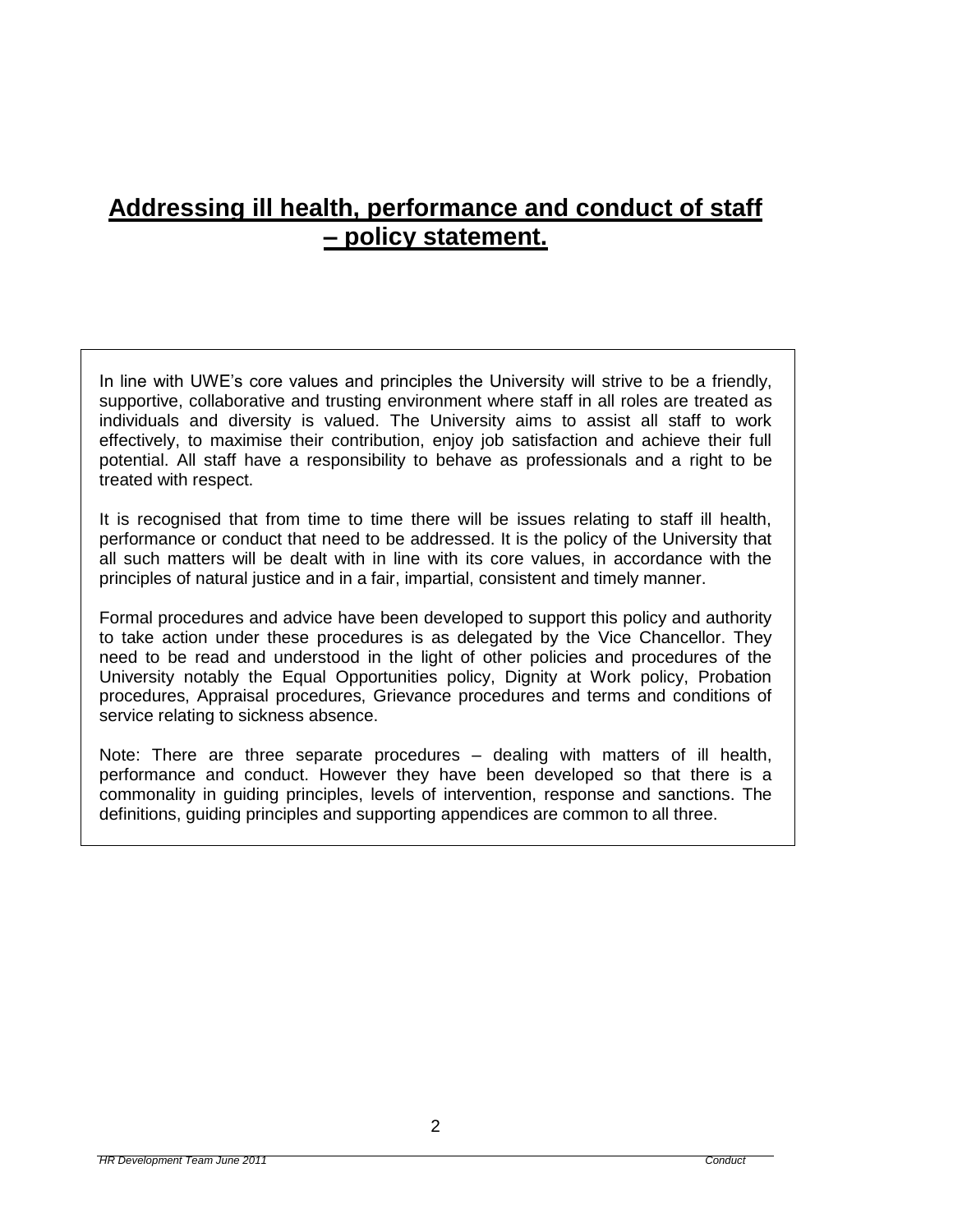# Addressing ill health, performance and conduct of staff – policy statement.

In line with UWE's core values and principles the University will strive to be a friendly, supportive, collaborative and trusting environment where staff in all roles are treated as individuals and diversity is valued. The University aims to assist all staff to work effectively, to maximise their contribution, enjoy job satisfaction and achieve their full potential. All staff have a responsibility to behave as professionals and a right to be treated with respect.

It is recognised that from time to time there will be issues relating to staff ill health, performance or conduct that need to be addressed. It is the policy of the University that all such matters will be dealt with in line with its core values, in accordance with the principles of natural justice and in a fair, impartial, consistent and timely manner.

Formal procedures and advice have been developed to support this policy and authority to take action under these procedures is as delegated by the Vice Chancellor. They need to be read and understood in the light of other policies and procedures of the University notably the Equal Opportunities policy, Dignity at Work policy, Probation procedures, Appraisal procedures, Grievance procedures and terms and conditions of service relating to sickness absence.

Note: There are three separate procedures – dealing with matters of ill health, performance and conduct. However they have been developed so that there is a commonality in guiding principles, levels of intervention, response and sanctions. The definitions, guiding principles and supporting appendices are common to all three.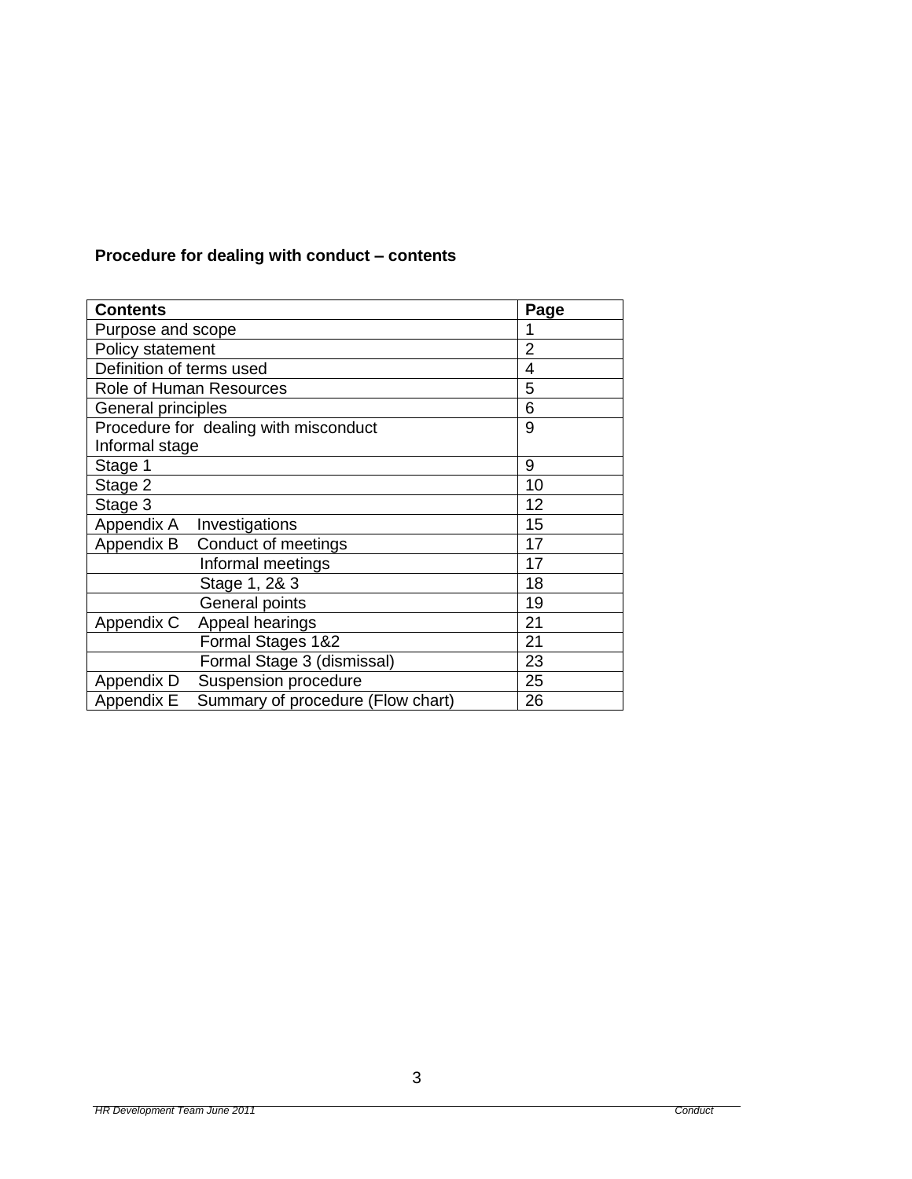**Procedure for dealing with conduct – contents**

| Contents | Page |
|---|---|
| Purpose and scope | 1 |
| Policy statement | 2 |
| Definition of terms used | 4 |
| Role of Human Resources | 5 |
| General principles | 6 |
| Procedure for dealing with misconduct<br>Informal stage | 9 |
| Stage 1 | 9 |
| Stage 2 | 10 |
| Stage 3 | 12 |
| Appendix A Investigations | 15 |
| Appendix B Conduct of meetings | 17 |
| Informal meetings | 17 |
| Stage 1, 2& 3 | 18 |
| General points | 19 |
| Appendix C Appeal hearings | 21 |
| Formal Stages 1&2 | 21 |
| Formal Stage 3 (dismissal) | 23 |
| Appendix D Suspension procedure | 25 |
| Appendix E Summary of procedure (Flow chart) | 26 |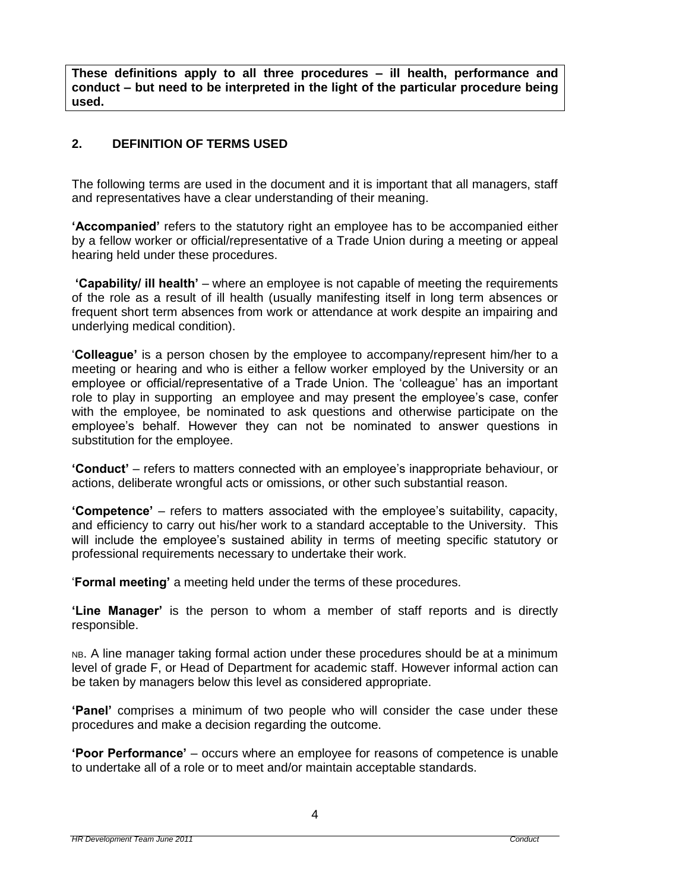**These definitions apply to all three procedures – ill health, performance and conduct – but need to be interpreted in the light of the particular procedure being used.**

## 2. DEFINITION OF TERMS USED

The following terms are used in the document and it is important that all managers, staff and representatives have a clear understanding of their meaning.

**'Accompanied'** refers to the statutory right an employee has to be accompanied either by a fellow worker or official/representative of a Trade Union during a meeting or appeal hearing held under these procedures.

**'Capability/ ill health'** – where an employee is not capable of meeting the requirements of the role as a result of ill health (usually manifesting itself in long term absences or frequent short term absences from work or attendance at work despite an impairing and underlying medical condition).

'**Colleague'** is a person chosen by the employee to accompany/represent him/her to a meeting or hearing and who is either a fellow worker employed by the University or an employee or official/representative of a Trade Union. The 'colleague' has an important role to play in supporting an employee and may present the employee's case, confer with the employee, be nominated to ask questions and otherwise participate on the employee's behalf. However they can not be nominated to answer questions in substitution for the employee.

**'Conduct'** – refers to matters connected with an employee's inappropriate behaviour, or actions, deliberate wrongful acts or omissions, or other such substantial reason.

**'Competence'** – refers to matters associated with the employee's suitability, capacity, and efficiency to carry out his/her work to a standard acceptable to the University. This will include the employee's sustained ability in terms of meeting specific statutory or professional requirements necessary to undertake their work.

'**Formal meeting'** a meeting held under the terms of these procedures.

**'Line Manager'** is the person to whom a member of staff reports and is directly responsible.

NB. A line manager taking formal action under these procedures should be at a minimum level of grade F, or Head of Department for academic staff. However informal action can be taken by managers below this level as considered appropriate.

**'Panel'** comprises a minimum of two people who will consider the case under these procedures and make a decision regarding the outcome.

**'Poor Performance'** – occurs where an employee for reasons of competence is unable to undertake all of a role or to meet and/or maintain acceptable standards.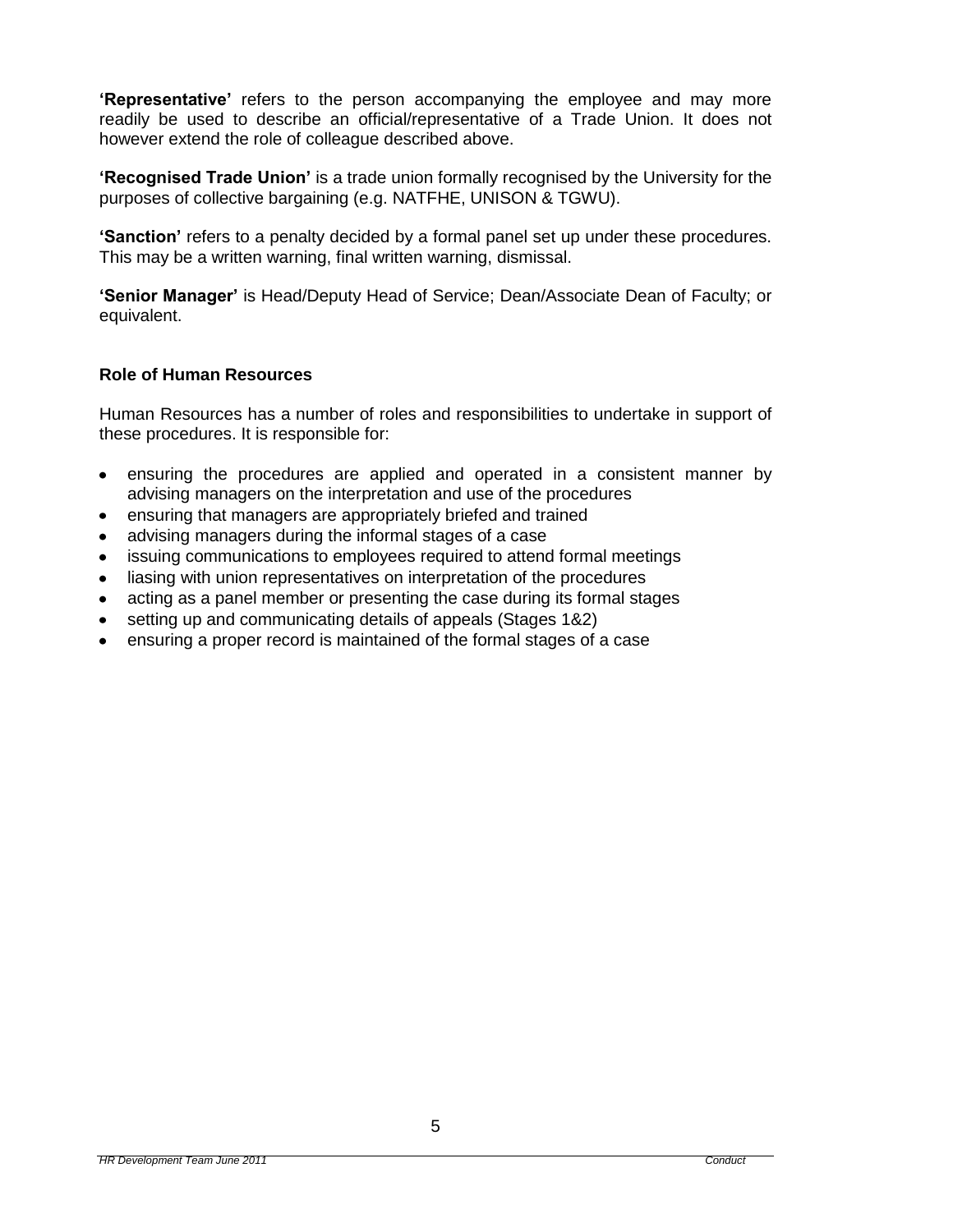**'Representative'** refers to the person accompanying the employee and may more readily be used to describe an official/representative of a Trade Union. It does not however extend the role of colleague described above.

**'Recognised Trade Union'** is a trade union formally recognised by the University for the purposes of collective bargaining (e.g. NATFHE, UNISON & TGWU).

**'Sanction'** refers to a penalty decided by a formal panel set up under these procedures. This may be a written warning, final written warning, dismissal.

**'Senior Manager'** is Head/Deputy Head of Service; Dean/Associate Dean of Faculty; or equivalent.

### Role of Human Resources

Human Resources has a number of roles and responsibilities to undertake in support of these procedures. It is responsible for:

- ensuring the procedures are applied and operated in a consistent manner by advising managers on the interpretation and use of the procedures
- ensuring that managers are appropriately briefed and trained
- advising managers during the informal stages of a case
- issuing communications to employees required to attend formal meetings
- liasing with union representatives on interpretation of the procedures
- acting as a panel member or presenting the case during its formal stages
- setting up and communicating details of appeals (Stages 1&2)
- ensuring a proper record is maintained of the formal stages of a case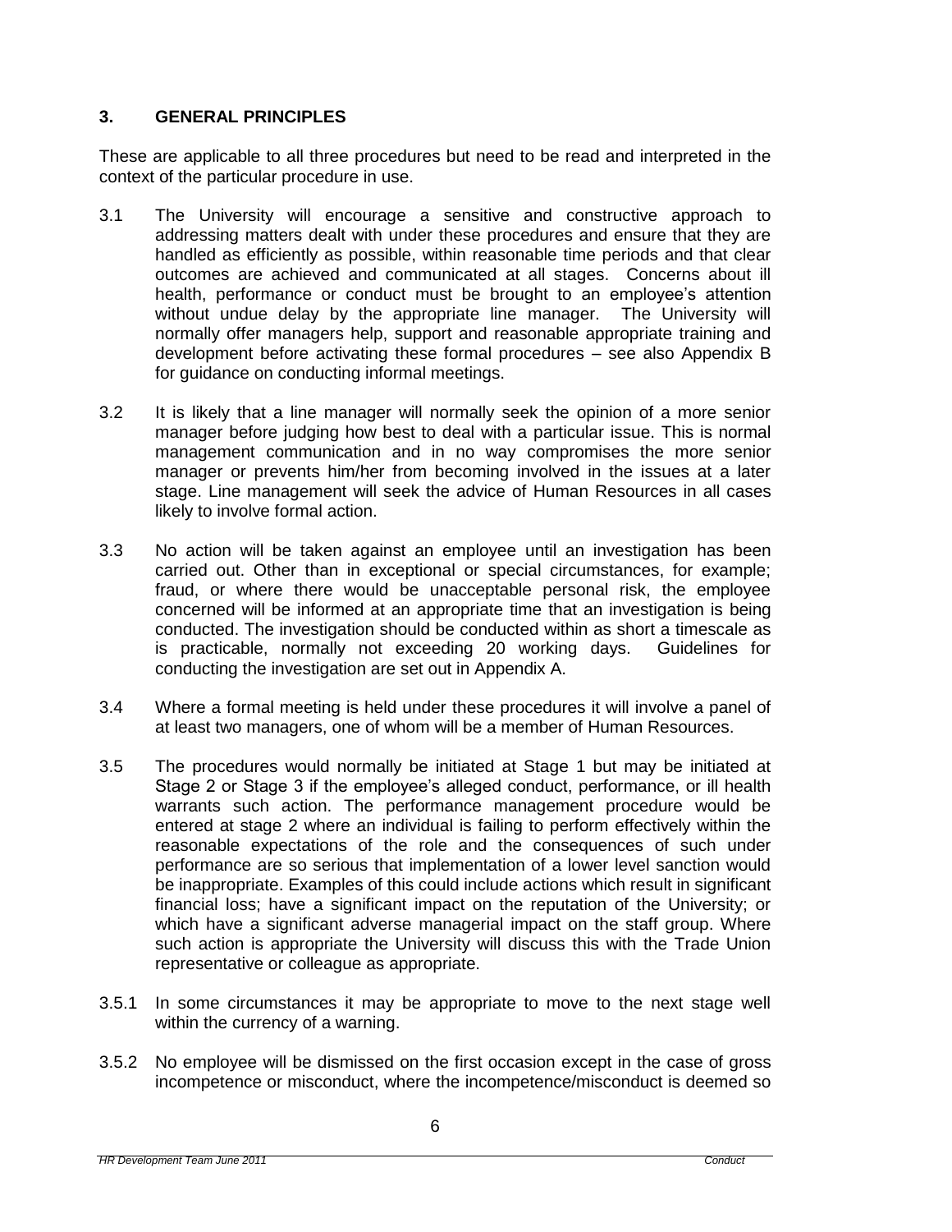## 3. GENERAL PRINCIPLES

These are applicable to all three procedures but need to be read and interpreted in the context of the particular procedure in use.

3.1 The University will encourage a sensitive and constructive approach to addressing matters dealt with under these procedures and ensure that they are handled as efficiently as possible, within reasonable time periods and that clear outcomes are achieved and communicated at all stages. Concerns about ill health, performance or conduct must be brought to an employee's attention without undue delay by the appropriate line manager. The University will normally offer managers help, support and reasonable appropriate training and development before activating these formal procedures – see also Appendix B for guidance on conducting informal meetings.

3.2 It is likely that a line manager will normally seek the opinion of a more senior manager before judging how best to deal with a particular issue. This is normal management communication and in no way compromises the more senior manager or prevents him/her from becoming involved in the issues at a later stage. Line management will seek the advice of Human Resources in all cases likely to involve formal action.

3.3 No action will be taken against an employee until an investigation has been carried out. Other than in exceptional or special circumstances, for example; fraud, or where there would be unacceptable personal risk, the employee concerned will be informed at an appropriate time that an investigation is being conducted. The investigation should be conducted within as short a timescale as is practicable, normally not exceeding 20 working days. Guidelines for conducting the investigation are set out in Appendix A.

3.4 Where a formal meeting is held under these procedures it will involve a panel of at least two managers, one of whom will be a member of Human Resources.

3.5 The procedures would normally be initiated at Stage 1 but may be initiated at Stage 2 or Stage 3 if the employee's alleged conduct, performance, or ill health warrants such action. The performance management procedure would be entered at stage 2 where an individual is failing to perform effectively within the reasonable expectations of the role and the consequences of such under performance are so serious that implementation of a lower level sanction would be inappropriate. Examples of this could include actions which result in significant financial loss; have a significant impact on the reputation of the University; or which have a significant adverse managerial impact on the staff group. Where such action is appropriate the University will discuss this with the Trade Union representative or colleague as appropriate.

3.5.1 In some circumstances it may be appropriate to move to the next stage well within the currency of a warning.

3.5.2 No employee will be dismissed on the first occasion except in the case of gross incompetence or misconduct, where the incompetence/misconduct is deemed so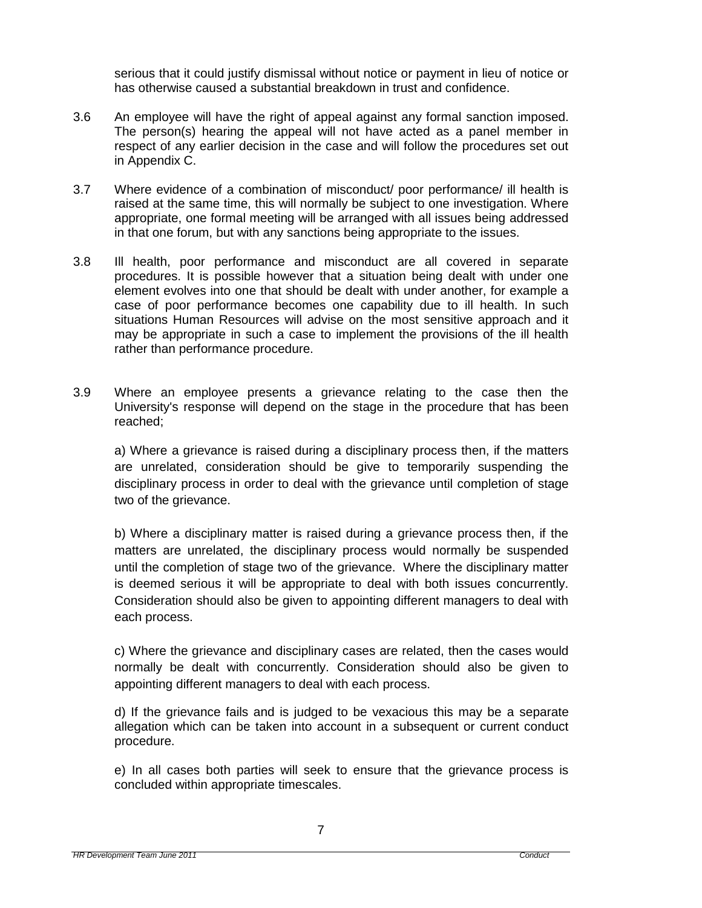serious that it could justify dismissal without notice or payment in lieu of notice or has otherwise caused a substantial breakdown in trust and confidence.

3.6 An employee will have the right of appeal against any formal sanction imposed. The person(s) hearing the appeal will not have acted as a panel member in respect of any earlier decision in the case and will follow the procedures set out in Appendix C.

3.7 Where evidence of a combination of misconduct/ poor performance/ ill health is raised at the same time, this will normally be subject to one investigation. Where appropriate, one formal meeting will be arranged with all issues being addressed in that one forum, but with any sanctions being appropriate to the issues.

3.8 Ill health, poor performance and misconduct are all covered in separate procedures. It is possible however that a situation being dealt with under one element evolves into one that should be dealt with under another, for example a case of poor performance becomes one capability due to ill health. In such situations Human Resources will advise on the most sensitive approach and it may be appropriate in such a case to implement the provisions of the ill health rather than performance procedure.

3.9 Where an employee presents a grievance relating to the case then the University's response will depend on the stage in the procedure that has been reached;

a) Where a grievance is raised during a disciplinary process then, if the matters are unrelated, consideration should be give to temporarily suspending the disciplinary process in order to deal with the grievance until completion of stage two of the grievance.

b) Where a disciplinary matter is raised during a grievance process then, if the matters are unrelated, the disciplinary process would normally be suspended until the completion of stage two of the grievance. Where the disciplinary matter is deemed serious it will be appropriate to deal with both issues concurrently. Consideration should also be given to appointing different managers to deal with each process.

c) Where the grievance and disciplinary cases are related, then the cases would normally be dealt with concurrently. Consideration should also be given to appointing different managers to deal with each process.

d) If the grievance fails and is judged to be vexacious this may be a separate allegation which can be taken into account in a subsequent or current conduct procedure.

e) In all cases both parties will seek to ensure that the grievance process is concluded within appropriate timescales.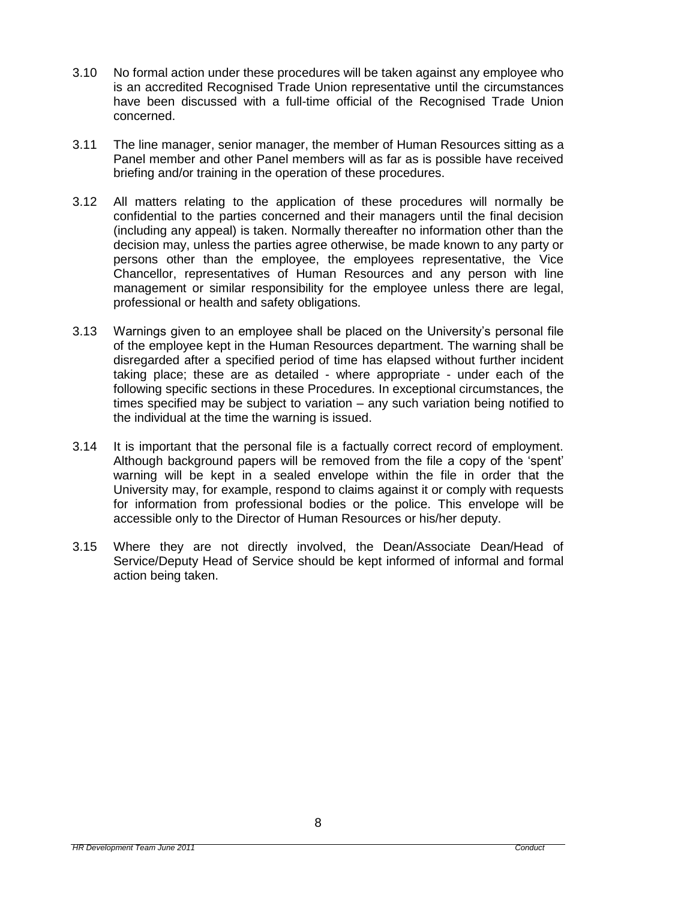3.10 No formal action under these procedures will be taken against any employee who is an accredited Recognised Trade Union representative until the circumstances have been discussed with a full-time official of the Recognised Trade Union concerned.

3.11 The line manager, senior manager, the member of Human Resources sitting as a Panel member and other Panel members will as far as is possible have received briefing and/or training in the operation of these procedures.

3.12 All matters relating to the application of these procedures will normally be confidential to the parties concerned and their managers until the final decision (including any appeal) is taken. Normally thereafter no information other than the decision may, unless the parties agree otherwise, be made known to any party or persons other than the employee, the employees representative, the Vice Chancellor, representatives of Human Resources and any person with line management or similar responsibility for the employee unless there are legal, professional or health and safety obligations.

3.13 Warnings given to an employee shall be placed on the University's personal file of the employee kept in the Human Resources department. The warning shall be disregarded after a specified period of time has elapsed without further incident taking place; these are as detailed - where appropriate - under each of the following specific sections in these Procedures. In exceptional circumstances, the times specified may be subject to variation – any such variation being notified to the individual at the time the warning is issued.

3.14 It is important that the personal file is a factually correct record of employment. Although background papers will be removed from the file a copy of the 'spent' warning will be kept in a sealed envelope within the file in order that the University may, for example, respond to claims against it or comply with requests for information from professional bodies or the police. This envelope will be accessible only to the Director of Human Resources or his/her deputy.

3.15 Where they are not directly involved, the Dean/Associate Dean/Head of Service/Deputy Head of Service should be kept informed of informal and formal action being taken.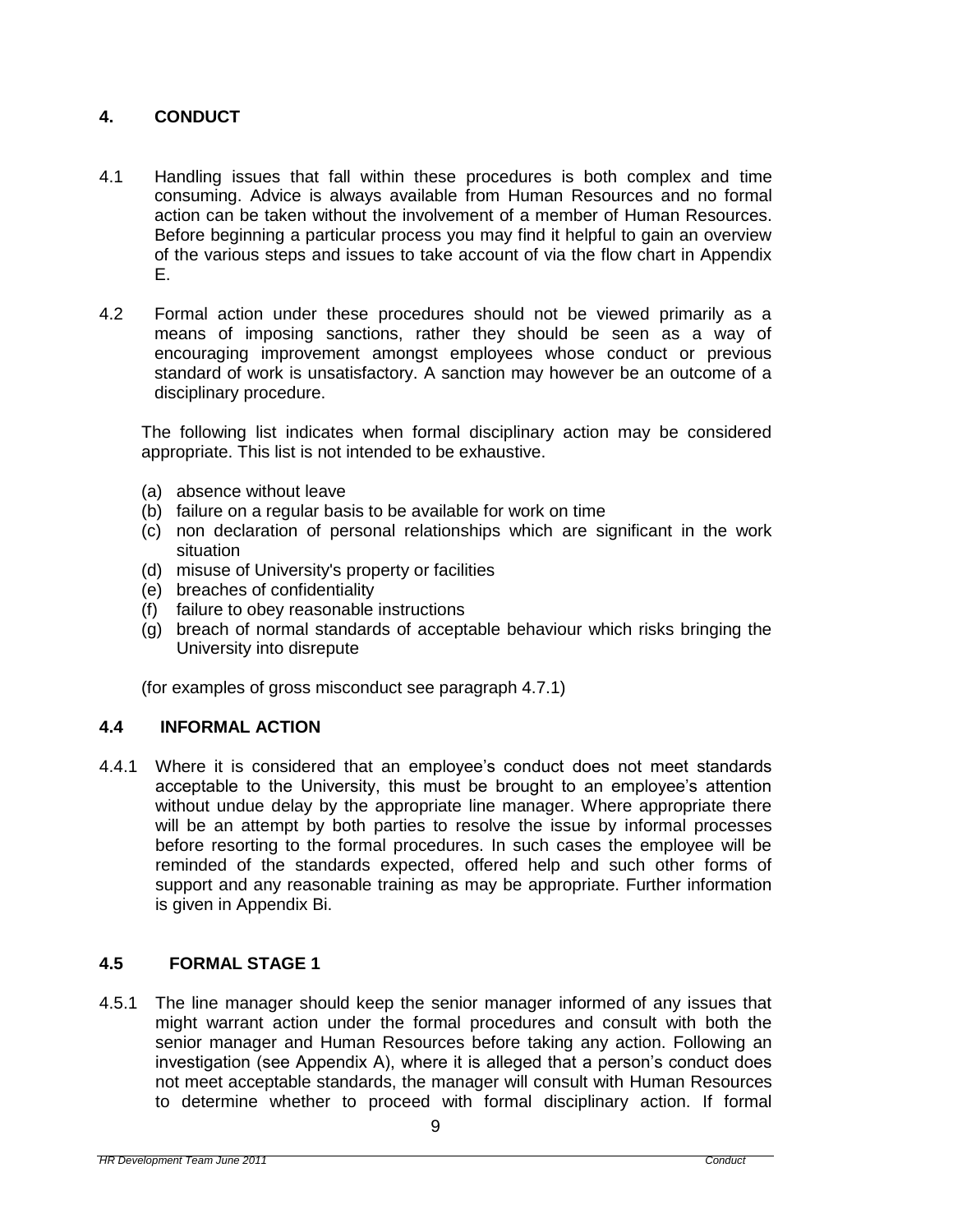## 4. CONDUCT

4.1 Handling issues that fall within these procedures is both complex and time consuming. Advice is always available from Human Resources and no formal action can be taken without the involvement of a member of Human Resources. Before beginning a particular process you may find it helpful to gain an overview of the various steps and issues to take account of via the flow chart in Appendix E.

4.2 Formal action under these procedures should not be viewed primarily as a means of imposing sanctions, rather they should be seen as a way of encouraging improvement amongst employees whose conduct or previous standard of work is unsatisfactory. A sanction may however be an outcome of a disciplinary procedure.

The following list indicates when formal disciplinary action may be considered appropriate. This list is not intended to be exhaustive.

(a) absence without leave
(b) failure on a regular basis to be available for work on time
(c) non declaration of personal relationships which are significant in the work situation
(d) misuse of University's property or facilities
(e) breaches of confidentiality
(f) failure to obey reasonable instructions
(g) breach of normal standards of acceptable behaviour which risks bringing the University into disrepute

(for examples of gross misconduct see paragraph 4.7.1)

### 4.4 INFORMAL ACTION

4.4.1 Where it is considered that an employee's conduct does not meet standards acceptable to the University, this must be brought to an employee's attention without undue delay by the appropriate line manager. Where appropriate there will be an attempt by both parties to resolve the issue by informal processes before resorting to the formal procedures. In such cases the employee will be reminded of the standards expected, offered help and such other forms of support and any reasonable training as may be appropriate. Further information is given in Appendix Bi.

### 4.5 FORMAL STAGE 1

4.5.1 The line manager should keep the senior manager informed of any issues that might warrant action under the formal procedures and consult with both the senior manager and Human Resources before taking any action. Following an investigation (see Appendix A), where it is alleged that a person's conduct does not meet acceptable standards, the manager will consult with Human Resources to determine whether to proceed with formal disciplinary action. If formal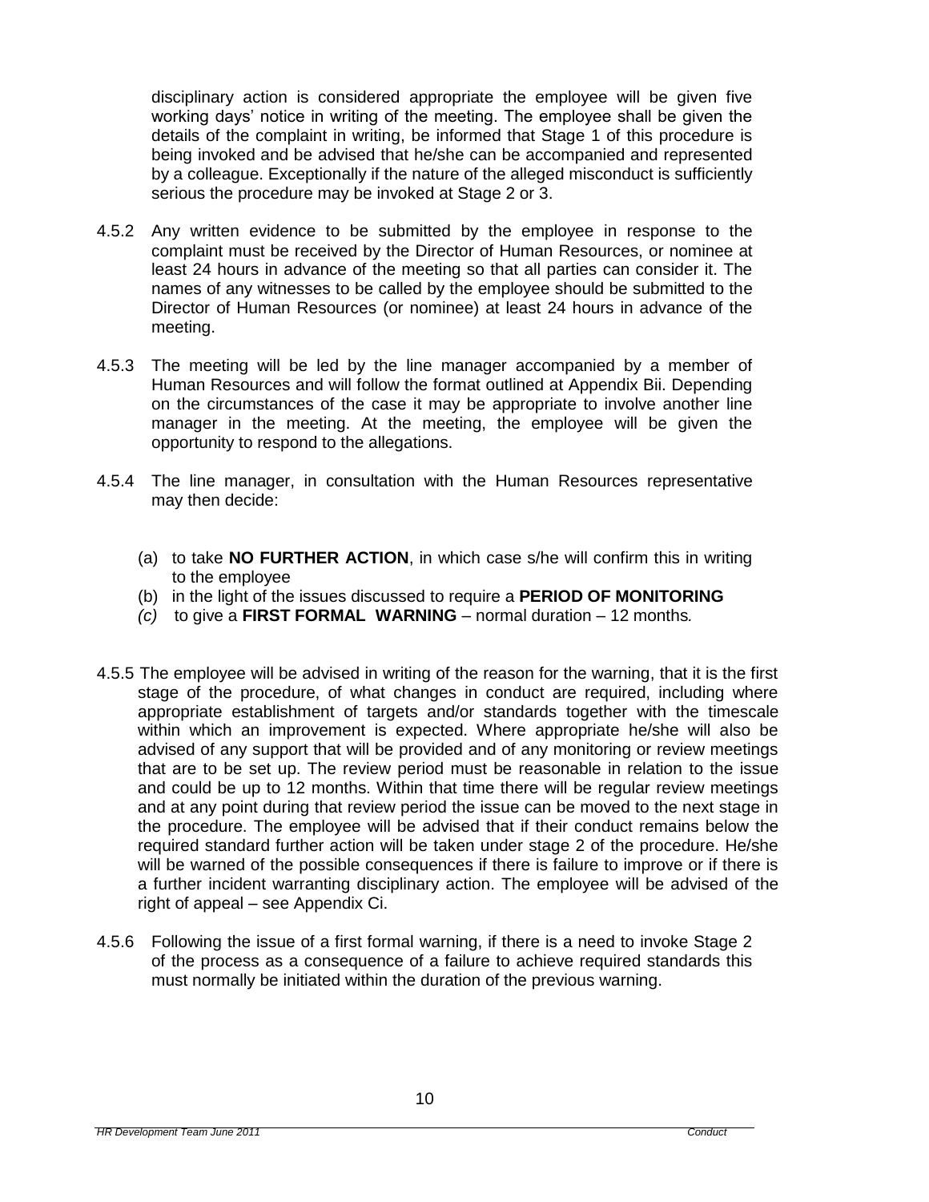disciplinary action is considered appropriate the employee will be given five working days' notice in writing of the meeting. The employee shall be given the details of the complaint in writing, be informed that Stage 1 of this procedure is being invoked and be advised that he/she can be accompanied and represented by a colleague. Exceptionally if the nature of the alleged misconduct is sufficiently serious the procedure may be invoked at Stage 2 or 3.

4.5.2 Any written evidence to be submitted by the employee in response to the complaint must be received by the Director of Human Resources, or nominee at least 24 hours in advance of the meeting so that all parties can consider it. The names of any witnesses to be called by the employee should be submitted to the Director of Human Resources (or nominee) at least 24 hours in advance of the meeting.

4.5.3 The meeting will be led by the line manager accompanied by a member of Human Resources and will follow the format outlined at Appendix Bii. Depending on the circumstances of the case it may be appropriate to involve another line manager in the meeting. At the meeting, the employee will be given the opportunity to respond to the allegations.

4.5.4 The line manager, in consultation with the Human Resources representative may then decide:

(a) to take **NO FURTHER ACTION**, in which case s/he will confirm this in writing to the employee
(b) in the light of the issues discussed to require a **PERIOD OF MONITORING**
*(c)* to give a **FIRST FORMAL WARNING** – normal duration – 12 months*.*

4.5.5 The employee will be advised in writing of the reason for the warning, that it is the first stage of the procedure, of what changes in conduct are required, including where appropriate establishment of targets and/or standards together with the timescale within which an improvement is expected. Where appropriate he/she will also be advised of any support that will be provided and of any monitoring or review meetings that are to be set up. The review period must be reasonable in relation to the issue and could be up to 12 months. Within that time there will be regular review meetings and at any point during that review period the issue can be moved to the next stage in the procedure. The employee will be advised that if their conduct remains below the required standard further action will be taken under stage 2 of the procedure. He/she will be warned of the possible consequences if there is failure to improve or if there is a further incident warranting disciplinary action. The employee will be advised of the right of appeal – see Appendix Ci.

4.5.6 Following the issue of a first formal warning, if there is a need to invoke Stage 2 of the process as a consequence of a failure to achieve required standards this must normally be initiated within the duration of the previous warning.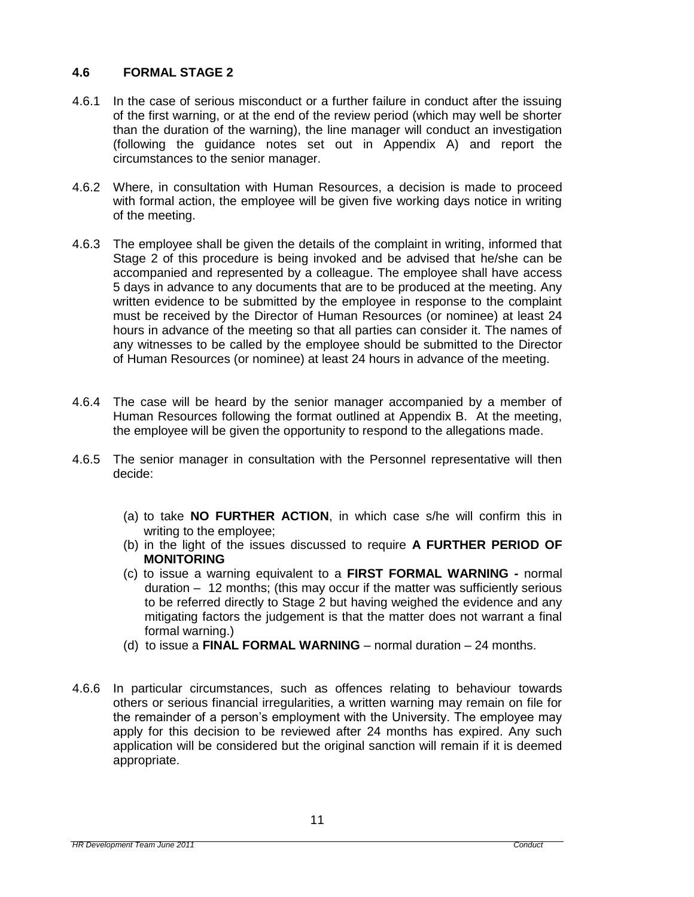### 4.6 FORMAL STAGE 2

4.6.1 In the case of serious misconduct or a further failure in conduct after the issuing of the first warning, or at the end of the review period (which may well be shorter than the duration of the warning), the line manager will conduct an investigation (following the guidance notes set out in Appendix A) and report the circumstances to the senior manager.

4.6.2 Where, in consultation with Human Resources, a decision is made to proceed with formal action, the employee will be given five working days notice in writing of the meeting.

4.6.3 The employee shall be given the details of the complaint in writing, informed that Stage 2 of this procedure is being invoked and be advised that he/she can be accompanied and represented by a colleague. The employee shall have access 5 days in advance to any documents that are to be produced at the meeting. Any written evidence to be submitted by the employee in response to the complaint must be received by the Director of Human Resources (or nominee) at least 24 hours in advance of the meeting so that all parties can consider it. The names of any witnesses to be called by the employee should be submitted to the Director of Human Resources (or nominee) at least 24 hours in advance of the meeting.

4.6.4 The case will be heard by the senior manager accompanied by a member of Human Resources following the format outlined at Appendix B. At the meeting, the employee will be given the opportunity to respond to the allegations made.

4.6.5 The senior manager in consultation with the Personnel representative will then decide:

(a) to take **NO FURTHER ACTION**, in which case s/he will confirm this in writing to the employee;
(b) in the light of the issues discussed to require **A FURTHER PERIOD OF MONITORING**
(c) to issue a warning equivalent to a **FIRST FORMAL WARNING -** normal duration – 12 months; (this may occur if the matter was sufficiently serious to be referred directly to Stage 2 but having weighed the evidence and any mitigating factors the judgement is that the matter does not warrant a final formal warning.)
(d) to issue a **FINAL FORMAL WARNING** – normal duration – 24 months.

4.6.6 In particular circumstances, such as offences relating to behaviour towards others or serious financial irregularities, a written warning may remain on file for the remainder of a person's employment with the University. The employee may apply for this decision to be reviewed after 24 months has expired. Any such application will be considered but the original sanction will remain if it is deemed appropriate.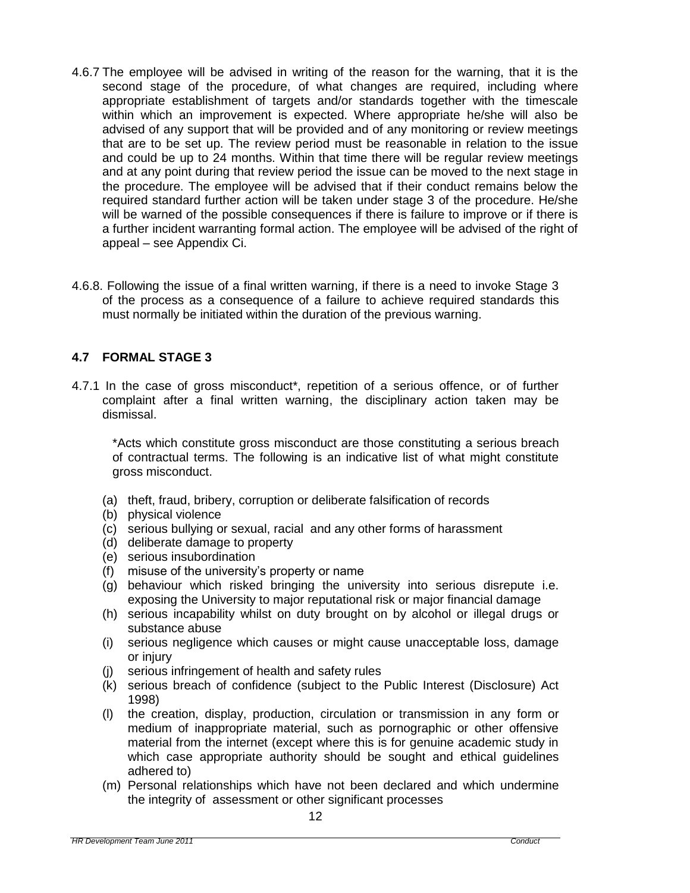4.6.7 The employee will be advised in writing of the reason for the warning, that it is the second stage of the procedure, of what changes are required, including where appropriate establishment of targets and/or standards together with the timescale within which an improvement is expected. Where appropriate he/she will also be advised of any support that will be provided and of any monitoring or review meetings that are to be set up. The review period must be reasonable in relation to the issue and could be up to 24 months. Within that time there will be regular review meetings and at any point during that review period the issue can be moved to the next stage in the procedure. The employee will be advised that if their conduct remains below the required standard further action will be taken under stage 3 of the procedure. He/she will be warned of the possible consequences if there is failure to improve or if there is a further incident warranting formal action. The employee will be advised of the right of appeal – see Appendix Ci.

4.6.8. Following the issue of a final written warning, if there is a need to invoke Stage 3 of the process as a consequence of a failure to achieve required standards this must normally be initiated within the duration of the previous warning.

### 4.7 FORMAL STAGE 3

4.7.1 In the case of gross misconduct*, repetition of a serious offence, or of further complaint after a final written warning, the disciplinary action taken may be dismissal.

*Acts which constitute gross misconduct are those constituting a serious breach of contractual terms. The following is an indicative list of what might constitute gross misconduct.

(a) theft, fraud, bribery, corruption or deliberate falsification of records
(b) physical violence
(c) serious bullying or sexual, racial and any other forms of harassment
(d) deliberate damage to property
(e) serious insubordination
(f) misuse of the university's property or name
(g) behaviour which risked bringing the university into serious disrepute i.e. exposing the University to major reputational risk or major financial damage
(h) serious incapability whilst on duty brought on by alcohol or illegal drugs or substance abuse
(i) serious negligence which causes or might cause unacceptable loss, damage or injury
(j) serious infringement of health and safety rules
(k) serious breach of confidence (subject to the Public Interest (Disclosure) Act 1998)
(l) the creation, display, production, circulation or transmission in any form or medium of inappropriate material, such as pornographic or other offensive material from the internet (except where this is for genuine academic study in which case appropriate authority should be sought and ethical guidelines adhered to)
(m) Personal relationships which have not been declared and which undermine the integrity of assessment or other significant processes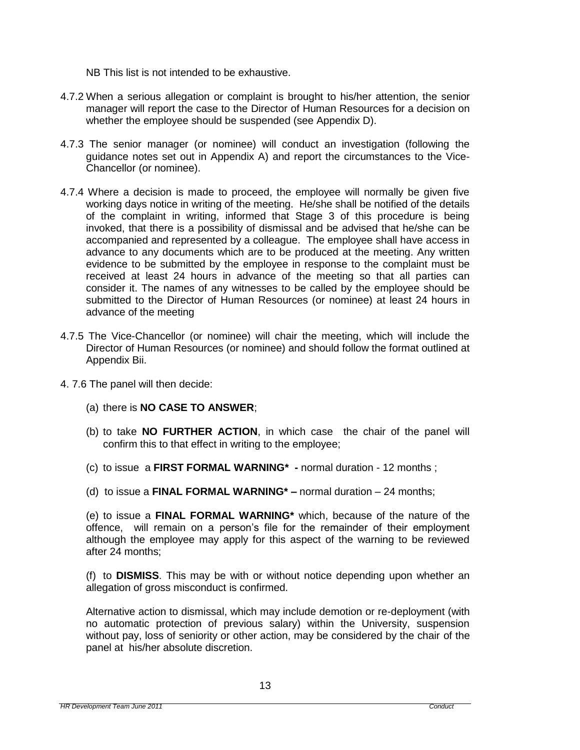NB This list is not intended to be exhaustive.

4.7.2 When a serious allegation or complaint is brought to his/her attention, the senior manager will report the case to the Director of Human Resources for a decision on whether the employee should be suspended (see Appendix D).

4.7.3 The senior manager (or nominee) will conduct an investigation (following the guidance notes set out in Appendix A) and report the circumstances to the Vice-Chancellor (or nominee).

4.7.4 Where a decision is made to proceed, the employee will normally be given five working days notice in writing of the meeting. He/she shall be notified of the details of the complaint in writing, informed that Stage 3 of this procedure is being invoked, that there is a possibility of dismissal and be advised that he/she can be accompanied and represented by a colleague. The employee shall have access in advance to any documents which are to be produced at the meeting. Any written evidence to be submitted by the employee in response to the complaint must be received at least 24 hours in advance of the meeting so that all parties can consider it. The names of any witnesses to be called by the employee should be submitted to the Director of Human Resources (or nominee) at least 24 hours in advance of the meeting

4.7.5 The Vice-Chancellor (or nominee) will chair the meeting, which will include the Director of Human Resources (or nominee) and should follow the format outlined at Appendix Bii.

4. 7.6 The panel will then decide:

(a) there is **NO CASE TO ANSWER**;

(b) to take **NO FURTHER ACTION**, in which case the chair of the panel will confirm this to that effect in writing to the employee;

(c) to issue a **FIRST FORMAL WARNING\* -** normal duration - 12 months ;

(d) to issue a **FINAL FORMAL WARNING\* –** normal duration – 24 months;

(e) to issue a **FINAL FORMAL WARNING\*** which, because of the nature of the offence, will remain on a person's file for the remainder of their employment although the employee may apply for this aspect of the warning to be reviewed after 24 months;

(f) to **DISMISS**. This may be with or without notice depending upon whether an allegation of gross misconduct is confirmed.

Alternative action to dismissal, which may include demotion or re-deployment (with no automatic protection of previous salary) within the University, suspension without pay, loss of seniority or other action, may be considered by the chair of the panel at his/her absolute discretion.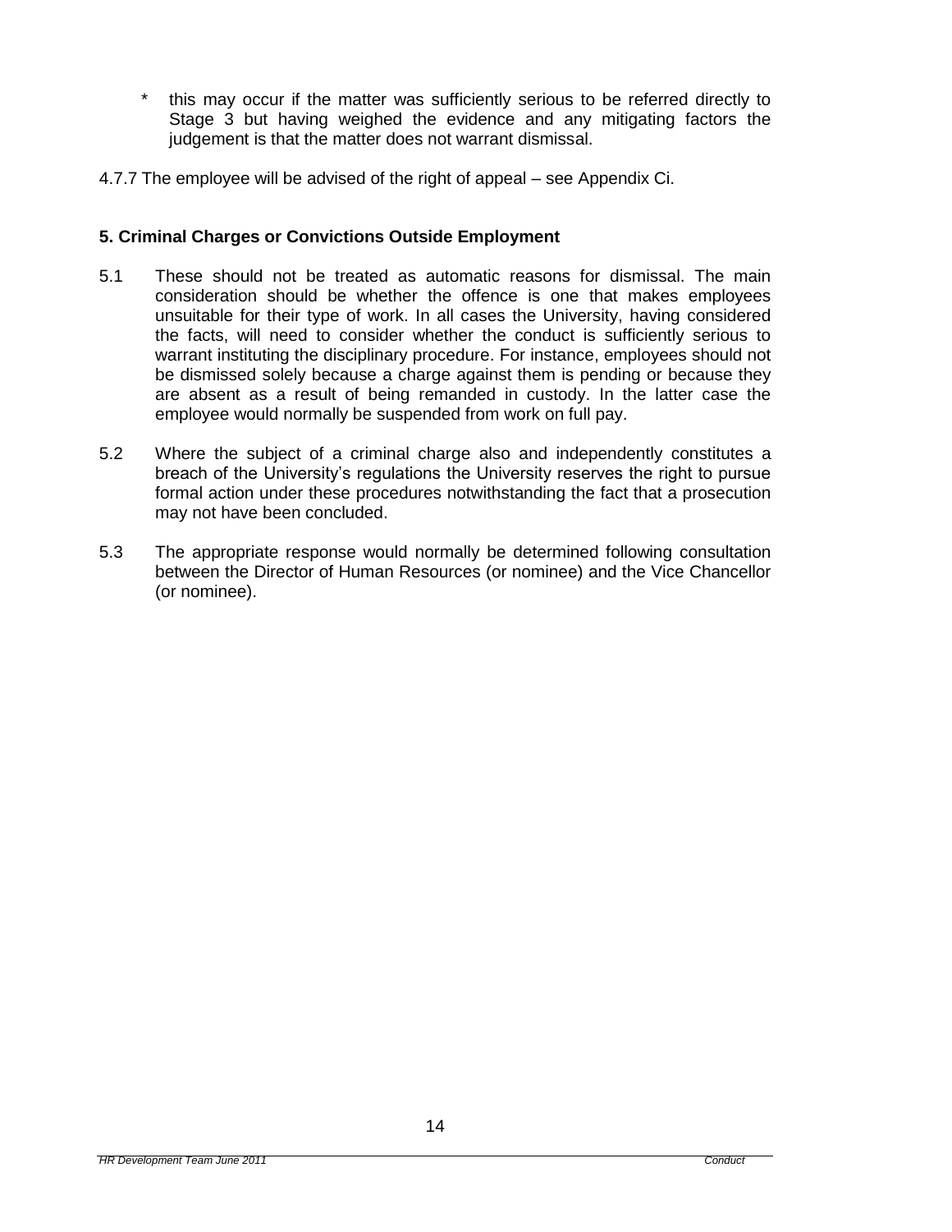\* this may occur if the matter was sufficiently serious to be referred directly to Stage 3 but having weighed the evidence and any mitigating factors the judgement is that the matter does not warrant dismissal.

4.7.7 The employee will be advised of the right of appeal – see Appendix Ci.

**5. Criminal Charges or Convictions Outside Employment**

5.1 These should not be treated as automatic reasons for dismissal. The main consideration should be whether the offence is one that makes employees unsuitable for their type of work. In all cases the University, having considered the facts, will need to consider whether the conduct is sufficiently serious to warrant instituting the disciplinary procedure. For instance, employees should not be dismissed solely because a charge against them is pending or because they are absent as a result of being remanded in custody. In the latter case the employee would normally be suspended from work on full pay.

5.2 Where the subject of a criminal charge also and independently constitutes a breach of the University's regulations the University reserves the right to pursue formal action under these procedures notwithstanding the fact that a prosecution may not have been concluded.

5.3 The appropriate response would normally be determined following consultation between the Director of Human Resources (or nominee) and the Vice Chancellor (or nominee).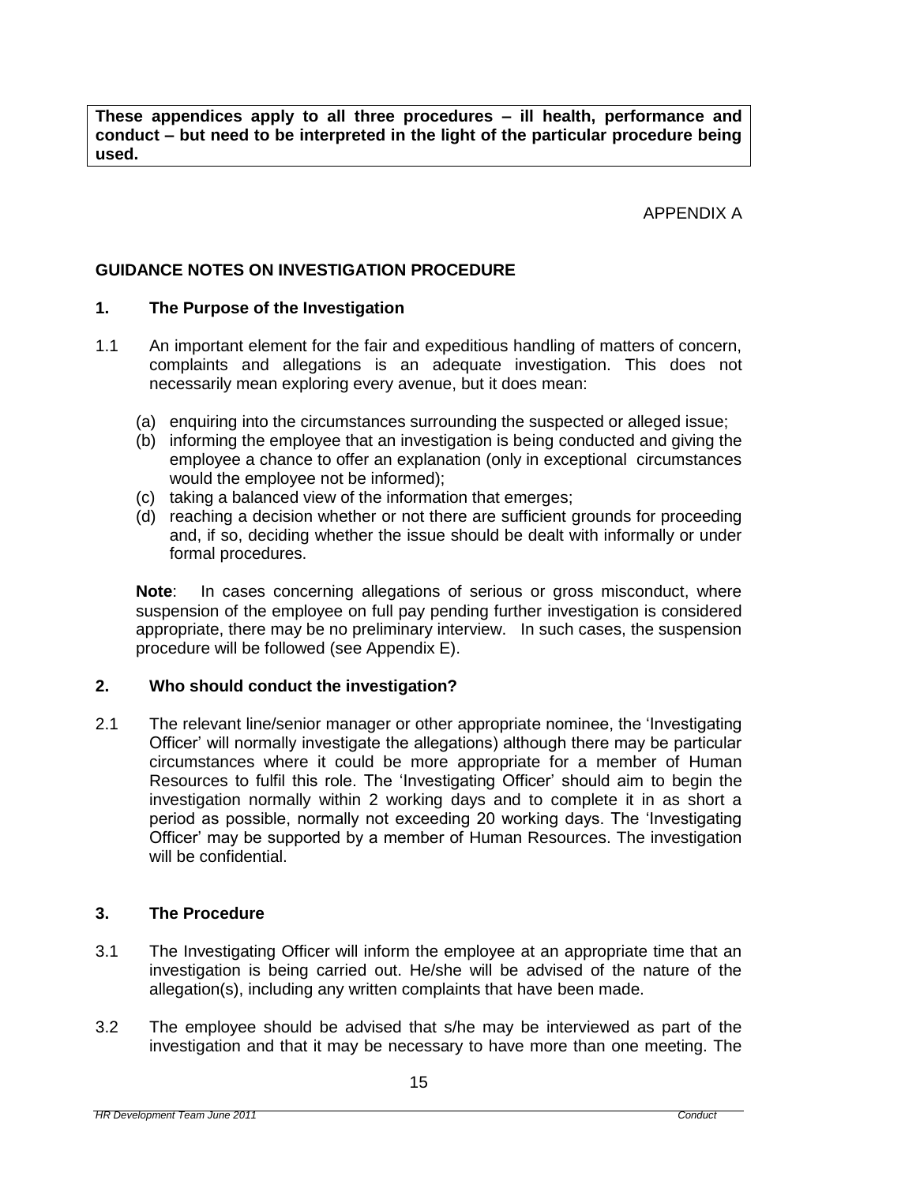**These appendices apply to all three procedures – ill health, performance and conduct – but need to be interpreted in the light of the particular procedure being used.**

APPENDIX A

## GUIDANCE NOTES ON INVESTIGATION PROCEDURE

### 1. The Purpose of the Investigation

1.1 An important element for the fair and expeditious handling of matters of concern, complaints and allegations is an adequate investigation. This does not necessarily mean exploring every avenue, but it does mean:

(a) enquiring into the circumstances surrounding the suspected or alleged issue;
(b) informing the employee that an investigation is being conducted and giving the employee a chance to offer an explanation (only in exceptional circumstances would the employee not be informed);
(c) taking a balanced view of the information that emerges;
(d) reaching a decision whether or not there are sufficient grounds for proceeding and, if so, deciding whether the issue should be dealt with informally or under formal procedures.

**Note**: In cases concerning allegations of serious or gross misconduct, where suspension of the employee on full pay pending further investigation is considered appropriate, there may be no preliminary interview. In such cases, the suspension procedure will be followed (see Appendix E).

### 2. Who should conduct the investigation?

2.1 The relevant line/senior manager or other appropriate nominee, the 'Investigating Officer' will normally investigate the allegations) although there may be particular circumstances where it could be more appropriate for a member of Human Resources to fulfil this role. The 'Investigating Officer' should aim to begin the investigation normally within 2 working days and to complete it in as short a period as possible, normally not exceeding 20 working days. The 'Investigating Officer' may be supported by a member of Human Resources. The investigation will be confidential.

### 3. The Procedure

3.1 The Investigating Officer will inform the employee at an appropriate time that an investigation is being carried out. He/she will be advised of the nature of the allegation(s), including any written complaints that have been made.

3.2 The employee should be advised that s/he may be interviewed as part of the investigation and that it may be necessary to have more than one meeting. The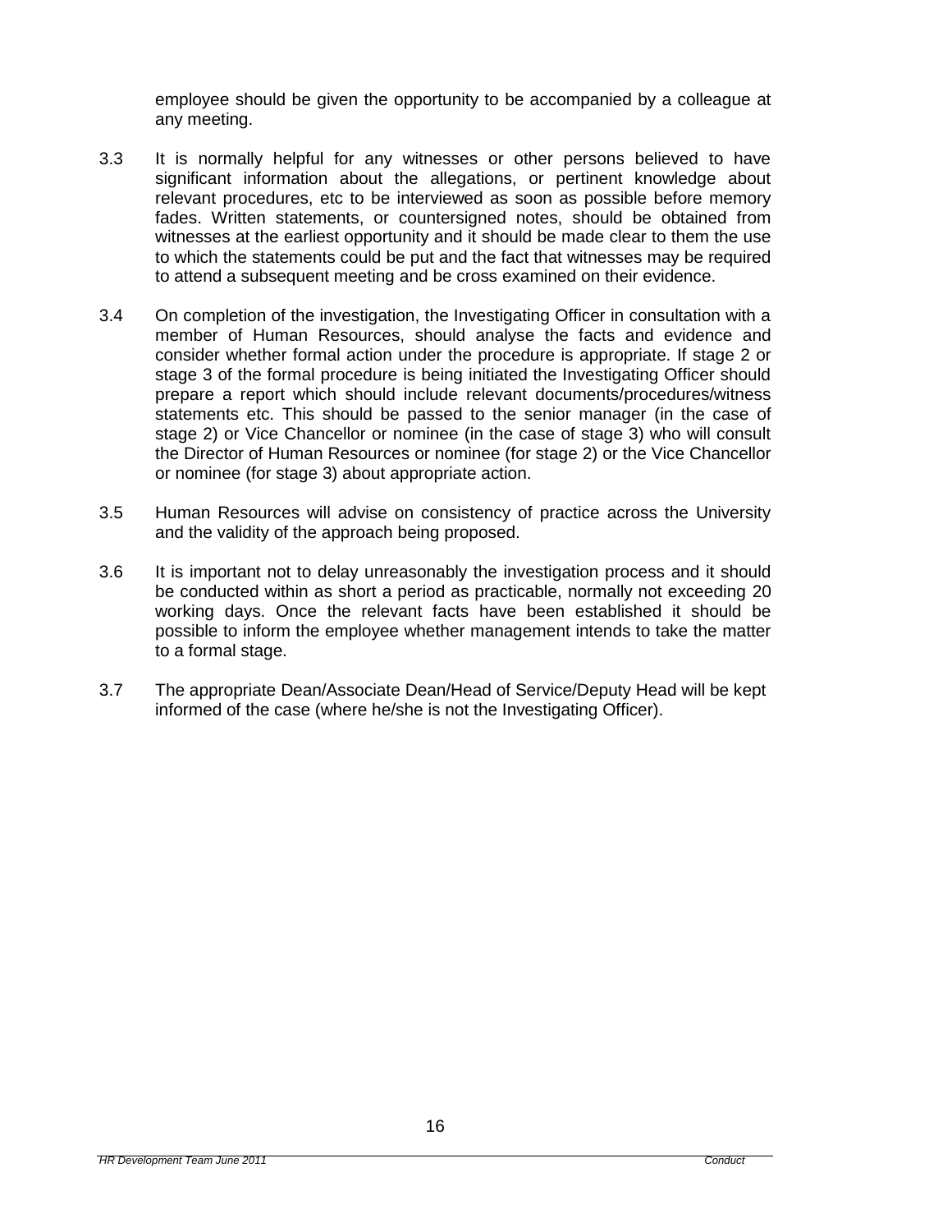employee should be given the opportunity to be accompanied by a colleague at any meeting.

3.3 It is normally helpful for any witnesses or other persons believed to have significant information about the allegations, or pertinent knowledge about relevant procedures, etc to be interviewed as soon as possible before memory fades. Written statements, or countersigned notes, should be obtained from witnesses at the earliest opportunity and it should be made clear to them the use to which the statements could be put and the fact that witnesses may be required to attend a subsequent meeting and be cross examined on their evidence.

3.4 On completion of the investigation, the Investigating Officer in consultation with a member of Human Resources, should analyse the facts and evidence and consider whether formal action under the procedure is appropriate. If stage 2 or stage 3 of the formal procedure is being initiated the Investigating Officer should prepare a report which should include relevant documents/procedures/witness statements etc. This should be passed to the senior manager (in the case of stage 2) or Vice Chancellor or nominee (in the case of stage 3) who will consult the Director of Human Resources or nominee (for stage 2) or the Vice Chancellor or nominee (for stage 3) about appropriate action.

3.5 Human Resources will advise on consistency of practice across the University and the validity of the approach being proposed.

3.6 It is important not to delay unreasonably the investigation process and it should be conducted within as short a period as practicable, normally not exceeding 20 working days. Once the relevant facts have been established it should be possible to inform the employee whether management intends to take the matter to a formal stage.

3.7 The appropriate Dean/Associate Dean/Head of Service/Deputy Head will be kept informed of the case (where he/she is not the Investigating Officer).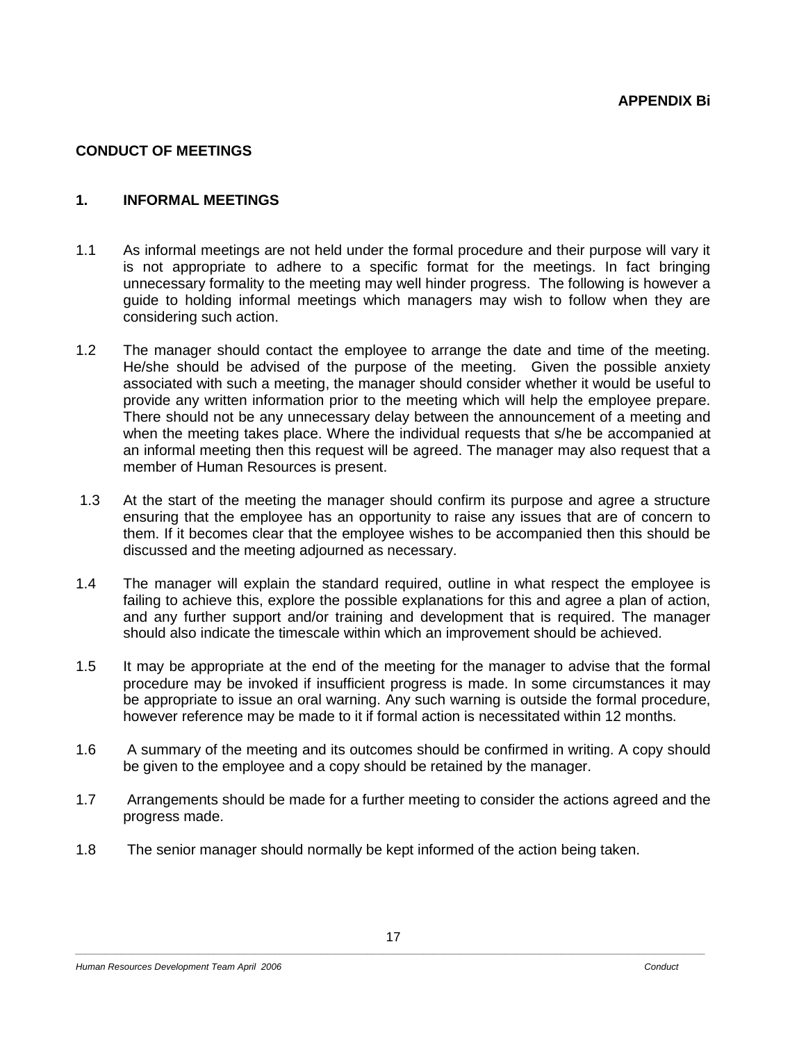**APPENDIX Bi**

## CONDUCT OF MEETINGS

### 1. INFORMAL MEETINGS

1.1 As informal meetings are not held under the formal procedure and their purpose will vary it is not appropriate to adhere to a specific format for the meetings. In fact bringing unnecessary formality to the meeting may well hinder progress. The following is however a guide to holding informal meetings which managers may wish to follow when they are considering such action.

1.2 The manager should contact the employee to arrange the date and time of the meeting. He/she should be advised of the purpose of the meeting. Given the possible anxiety associated with such a meeting, the manager should consider whether it would be useful to provide any written information prior to the meeting which will help the employee prepare. There should not be any unnecessary delay between the announcement of a meeting and when the meeting takes place. Where the individual requests that s/he be accompanied at an informal meeting then this request will be agreed. The manager may also request that a member of Human Resources is present.

1.3 At the start of the meeting the manager should confirm its purpose and agree a structure ensuring that the employee has an opportunity to raise any issues that are of concern to them. If it becomes clear that the employee wishes to be accompanied then this should be discussed and the meeting adjourned as necessary.

1.4 The manager will explain the standard required, outline in what respect the employee is failing to achieve this, explore the possible explanations for this and agree a plan of action, and any further support and/or training and development that is required. The manager should also indicate the timescale within which an improvement should be achieved.

1.5 It may be appropriate at the end of the meeting for the manager to advise that the formal procedure may be invoked if insufficient progress is made. In some circumstances it may be appropriate to issue an oral warning. Any such warning is outside the formal procedure, however reference may be made to it if formal action is necessitated within 12 months.

1.6 A summary of the meeting and its outcomes should be confirmed in writing. A copy should be given to the employee and a copy should be retained by the manager.

1.7 Arrangements should be made for a further meeting to consider the actions agreed and the progress made.

1.8 The senior manager should normally be kept informed of the action being taken.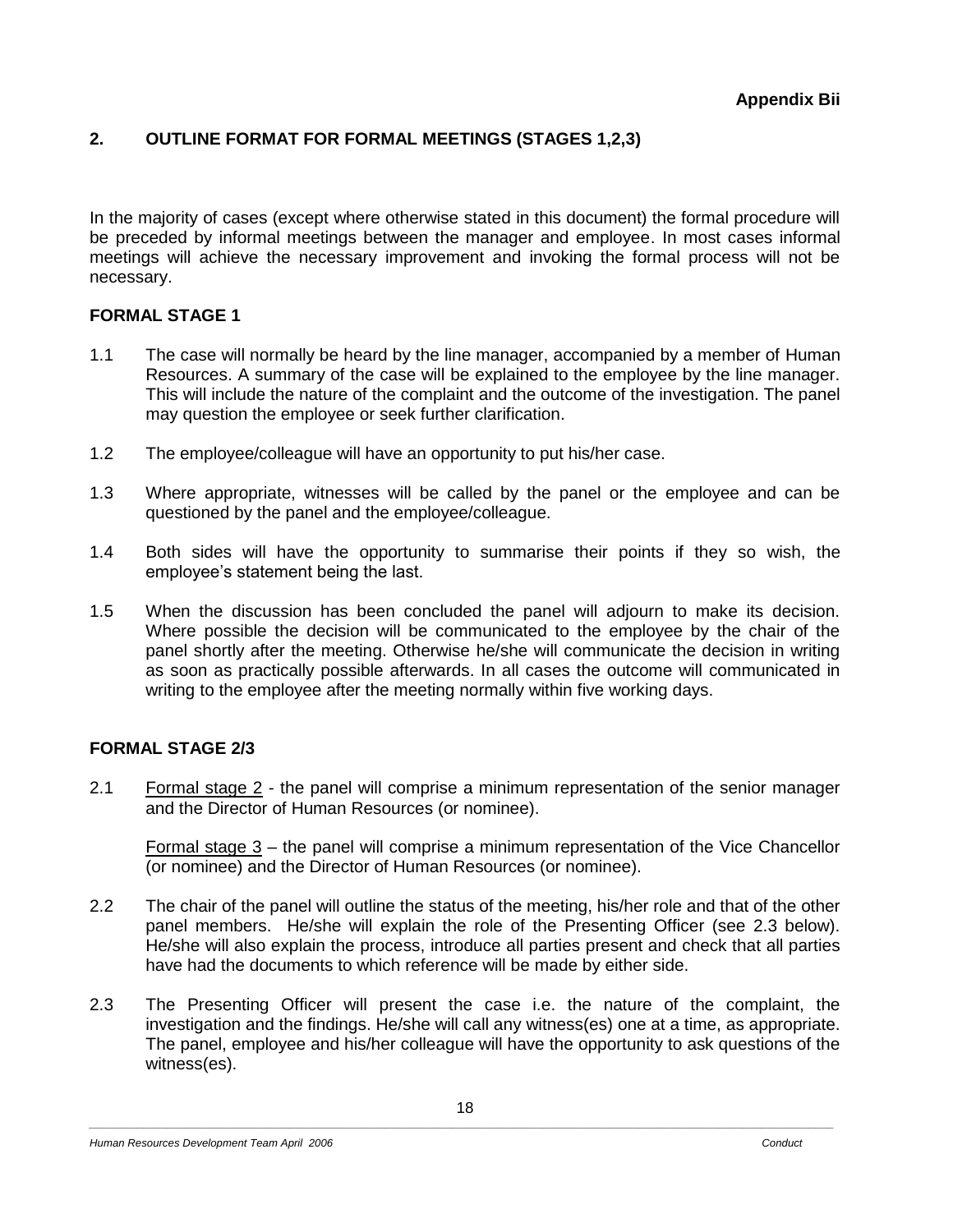**Appendix Bii**

## 2. OUTLINE FORMAT FOR FORMAL MEETINGS (STAGES 1,2,3)

In the majority of cases (except where otherwise stated in this document) the formal procedure will be preceded by informal meetings between the manager and employee. In most cases informal meetings will achieve the necessary improvement and invoking the formal process will not be necessary.

### FORMAL STAGE 1

1.1 The case will normally be heard by the line manager, accompanied by a member of Human Resources. A summary of the case will be explained to the employee by the line manager. This will include the nature of the complaint and the outcome of the investigation. The panel may question the employee or seek further clarification.

1.2 The employee/colleague will have an opportunity to put his/her case.

1.3 Where appropriate, witnesses will be called by the panel or the employee and can be questioned by the panel and the employee/colleague.

1.4 Both sides will have the opportunity to summarise their points if they so wish, the employee's statement being the last.

1.5 When the discussion has been concluded the panel will adjourn to make its decision. Where possible the decision will be communicated to the employee by the chair of the panel shortly after the meeting. Otherwise he/she will communicate the decision in writing as soon as practically possible afterwards. In all cases the outcome will communicated in writing to the employee after the meeting normally within five working days.

### FORMAL STAGE 2/3

2.1 Formal stage 2 - the panel will comprise a minimum representation of the senior manager and the Director of Human Resources (or nominee).

Formal stage 3 – the panel will comprise a minimum representation of the Vice Chancellor (or nominee) and the Director of Human Resources (or nominee).

2.2 The chair of the panel will outline the status of the meeting, his/her role and that of the other panel members. He/she will explain the role of the Presenting Officer (see 2.3 below). He/she will also explain the process, introduce all parties present and check that all parties have had the documents to which reference will be made by either side.

2.3 The Presenting Officer will present the case i.e. the nature of the complaint, the investigation and the findings. He/she will call any witness(es) one at a time, as appropriate. The panel, employee and his/her colleague will have the opportunity to ask questions of the witness(es).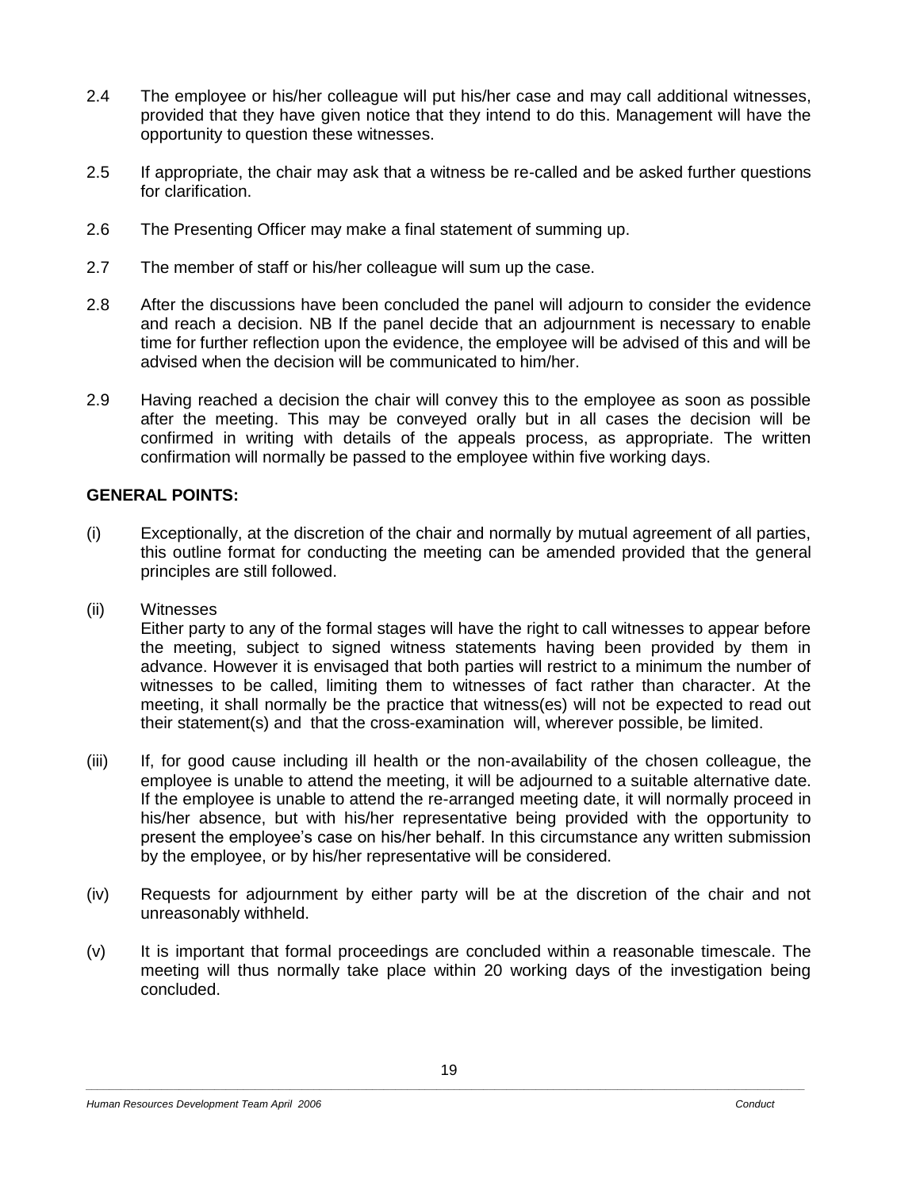2.4 The employee or his/her colleague will put his/her case and may call additional witnesses, provided that they have given notice that they intend to do this. Management will have the opportunity to question these witnesses.

2.5 If appropriate, the chair may ask that a witness be re-called and be asked further questions for clarification.

2.6 The Presenting Officer may make a final statement of summing up.

2.7 The member of staff or his/her colleague will sum up the case.

2.8 After the discussions have been concluded the panel will adjourn to consider the evidence and reach a decision. NB If the panel decide that an adjournment is necessary to enable time for further reflection upon the evidence, the employee will be advised of this and will be advised when the decision will be communicated to him/her.

2.9 Having reached a decision the chair will convey this to the employee as soon as possible after the meeting. This may be conveyed orally but in all cases the decision will be confirmed in writing with details of the appeals process, as appropriate. The written confirmation will normally be passed to the employee within five working days.

**GENERAL POINTS:**

(i) Exceptionally, at the discretion of the chair and normally by mutual agreement of all parties, this outline format for conducting the meeting can be amended provided that the general principles are still followed.

(ii) Witnesses
Either party to any of the formal stages will have the right to call witnesses to appear before the meeting, subject to signed witness statements having been provided by them in advance. However it is envisaged that both parties will restrict to a minimum the number of witnesses to be called, limiting them to witnesses of fact rather than character. At the meeting, it shall normally be the practice that witness(es) will not be expected to read out their statement(s) and that the cross-examination will, wherever possible, be limited.

(iii) If, for good cause including ill health or the non-availability of the chosen colleague, the employee is unable to attend the meeting, it will be adjourned to a suitable alternative date. If the employee is unable to attend the re-arranged meeting date, it will normally proceed in his/her absence, but with his/her representative being provided with the opportunity to present the employee's case on his/her behalf. In this circumstance any written submission by the employee, or by his/her representative will be considered.

(iv) Requests for adjournment by either party will be at the discretion of the chair and not unreasonably withheld.

(v) It is important that formal proceedings are concluded within a reasonable timescale. The meeting will thus normally take place within 20 working days of the investigation being concluded.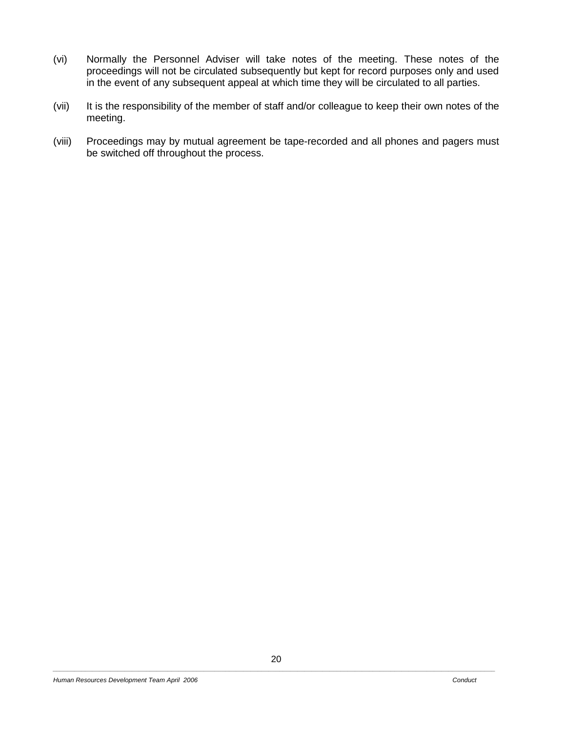(vi) Normally the Personnel Adviser will take notes of the meeting. These notes of the proceedings will not be circulated subsequently but kept for record purposes only and used in the event of any subsequent appeal at which time they will be circulated to all parties.

(vii) It is the responsibility of the member of staff and/or colleague to keep their own notes of the meeting.

(viii) Proceedings may by mutual agreement be tape-recorded and all phones and pagers must be switched off throughout the process.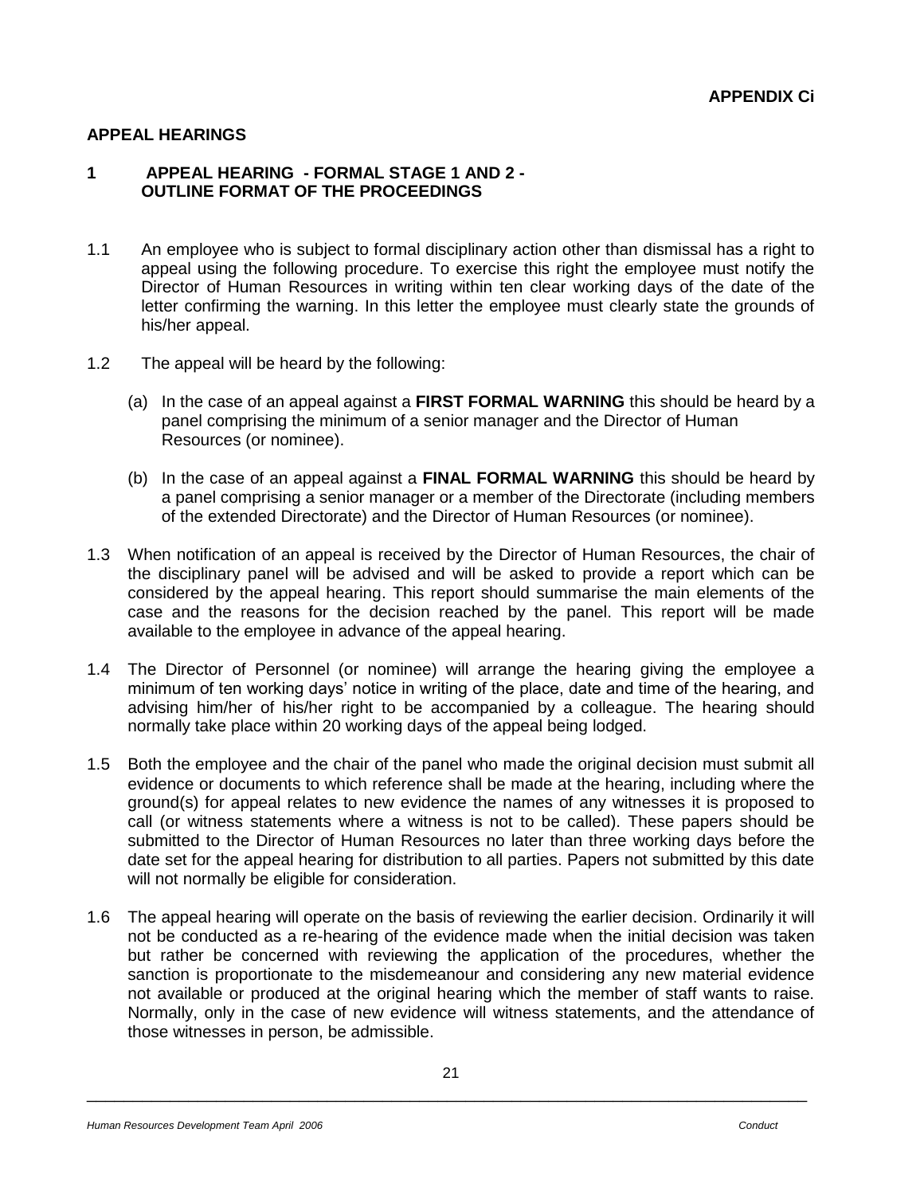**APPENDIX Ci**

## APPEAL HEARINGS

### 1 APPEAL HEARING - FORMAL STAGE 1 AND 2 - OUTLINE FORMAT OF THE PROCEEDINGS

1.1 An employee who is subject to formal disciplinary action other than dismissal has a right to appeal using the following procedure. To exercise this right the employee must notify the Director of Human Resources in writing within ten clear working days of the date of the letter confirming the warning. In this letter the employee must clearly state the grounds of his/her appeal.

1.2 The appeal will be heard by the following:

(a) In the case of an appeal against a **FIRST FORMAL WARNING** this should be heard by a panel comprising the minimum of a senior manager and the Director of Human Resources (or nominee).

(b) In the case of an appeal against a **FINAL FORMAL WARNING** this should be heard by a panel comprising a senior manager or a member of the Directorate (including members of the extended Directorate) and the Director of Human Resources (or nominee).

1.3 When notification of an appeal is received by the Director of Human Resources, the chair of the disciplinary panel will be advised and will be asked to provide a report which can be considered by the appeal hearing. This report should summarise the main elements of the case and the reasons for the decision reached by the panel. This report will be made available to the employee in advance of the appeal hearing.

1.4 The Director of Personnel (or nominee) will arrange the hearing giving the employee a minimum of ten working days' notice in writing of the place, date and time of the hearing, and advising him/her of his/her right to be accompanied by a colleague. The hearing should normally take place within 20 working days of the appeal being lodged.

1.5 Both the employee and the chair of the panel who made the original decision must submit all evidence or documents to which reference shall be made at the hearing, including where the ground(s) for appeal relates to new evidence the names of any witnesses it is proposed to call (or witness statements where a witness is not to be called). These papers should be submitted to the Director of Human Resources no later than three working days before the date set for the appeal hearing for distribution to all parties. Papers not submitted by this date will not normally be eligible for consideration.

1.6 The appeal hearing will operate on the basis of reviewing the earlier decision. Ordinarily it will not be conducted as a re-hearing of the evidence made when the initial decision was taken but rather be concerned with reviewing the application of the procedures, whether the sanction is proportionate to the misdemeanour and considering any new material evidence not available or produced at the original hearing which the member of staff wants to raise. Normally, only in the case of new evidence will witness statements, and the attendance of those witnesses in person, be admissible.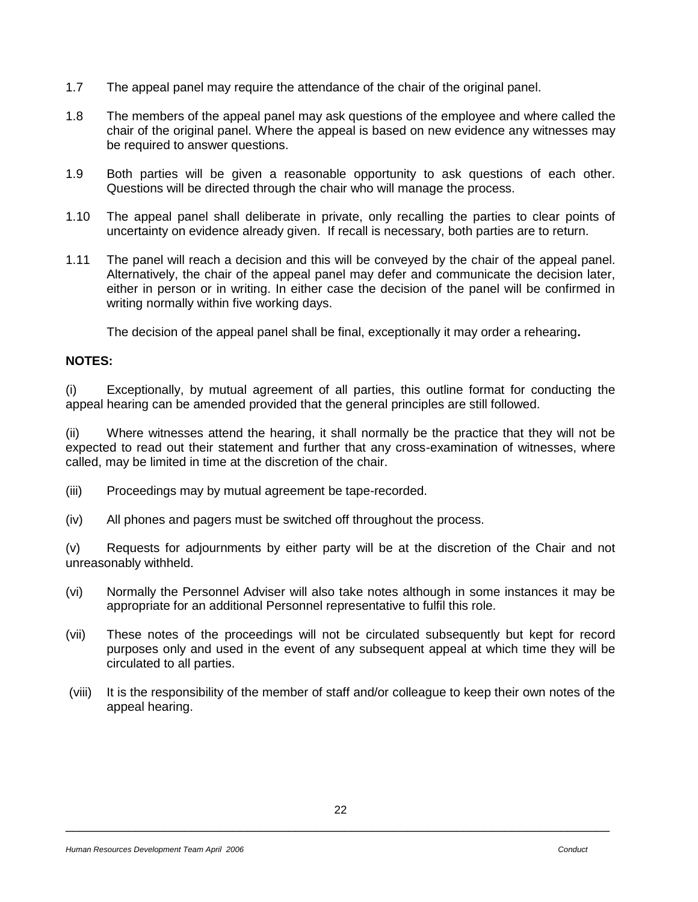1.7 The appeal panel may require the attendance of the chair of the original panel.

1.8 The members of the appeal panel may ask questions of the employee and where called the chair of the original panel. Where the appeal is based on new evidence any witnesses may be required to answer questions.

1.9 Both parties will be given a reasonable opportunity to ask questions of each other. Questions will be directed through the chair who will manage the process.

1.10 The appeal panel shall deliberate in private, only recalling the parties to clear points of uncertainty on evidence already given. If recall is necessary, both parties are to return.

1.11 The panel will reach a decision and this will be conveyed by the chair of the appeal panel. Alternatively, the chair of the appeal panel may defer and communicate the decision later, either in person or in writing. In either case the decision of the panel will be confirmed in writing normally within five working days.

The decision of the appeal panel shall be final, exceptionally it may order a rehearing**.**

**NOTES:**

(i) Exceptionally, by mutual agreement of all parties, this outline format for conducting the appeal hearing can be amended provided that the general principles are still followed.

(ii) Where witnesses attend the hearing, it shall normally be the practice that they will not be expected to read out their statement and further that any cross-examination of witnesses, where called, may be limited in time at the discretion of the chair.

(iii) Proceedings may by mutual agreement be tape-recorded.

(iv) All phones and pagers must be switched off throughout the process.

(v) Requests for adjournments by either party will be at the discretion of the Chair and not unreasonably withheld.

(vi) Normally the Personnel Adviser will also take notes although in some instances it may be appropriate for an additional Personnel representative to fulfil this role.

(vii) These notes of the proceedings will not be circulated subsequently but kept for record purposes only and used in the event of any subsequent appeal at which time they will be circulated to all parties.

(viii) It is the responsibility of the member of staff and/or colleague to keep their own notes of the appeal hearing.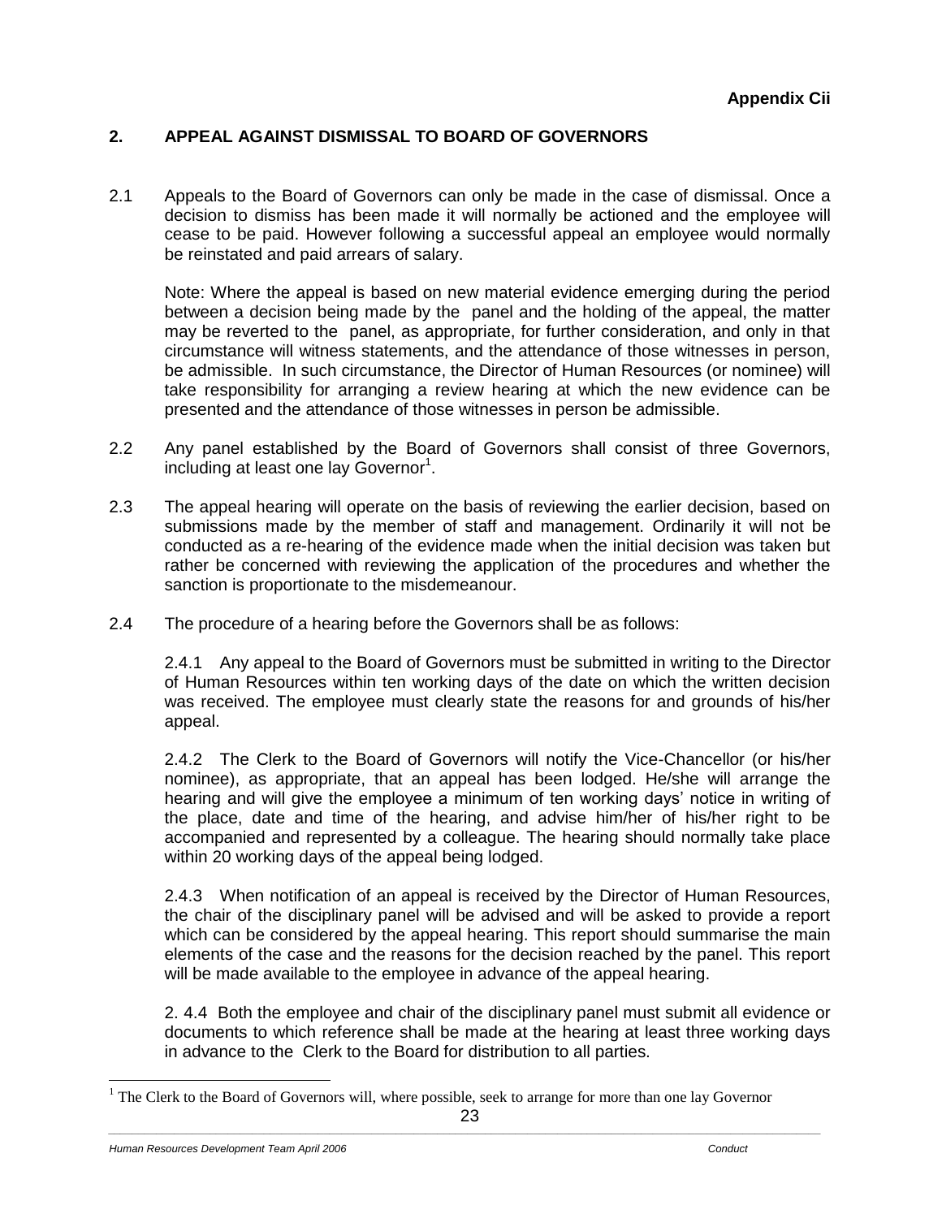**Appendix Cii**

## 2. APPEAL AGAINST DISMISSAL TO BOARD OF GOVERNORS

2.1 Appeals to the Board of Governors can only be made in the case of dismissal. Once a decision to dismiss has been made it will normally be actioned and the employee will cease to be paid. However following a successful appeal an employee would normally be reinstated and paid arrears of salary.

Note: Where the appeal is based on new material evidence emerging during the period between a decision being made by the panel and the holding of the appeal, the matter may be reverted to the panel, as appropriate, for further consideration, and only in that circumstance will witness statements, and the attendance of those witnesses in person, be admissible. In such circumstance, the Director of Human Resources (or nominee) will take responsibility for arranging a review hearing at which the new evidence can be presented and the attendance of those witnesses in person be admissible.

2.2 Any panel established by the Board of Governors shall consist of three Governors, including at least one lay Governor[1].

2.3 The appeal hearing will operate on the basis of reviewing the earlier decision, based on submissions made by the member of staff and management. Ordinarily it will not be conducted as a re-hearing of the evidence made when the initial decision was taken but rather be concerned with reviewing the application of the procedures and whether the sanction is proportionate to the misdemeanour.

2.4 The procedure of a hearing before the Governors shall be as follows:

2.4.1 Any appeal to the Board of Governors must be submitted in writing to the Director of Human Resources within ten working days of the date on which the written decision was received. The employee must clearly state the reasons for and grounds of his/her appeal.

2.4.2 The Clerk to the Board of Governors will notify the Vice-Chancellor (or his/her nominee), as appropriate, that an appeal has been lodged. He/she will arrange the hearing and will give the employee a minimum of ten working days' notice in writing of the place, date and time of the hearing, and advise him/her of his/her right to be accompanied and represented by a colleague. The hearing should normally take place within 20 working days of the appeal being lodged.

2.4.3 When notification of an appeal is received by the Director of Human Resources, the chair of the disciplinary panel will be advised and will be asked to provide a report which can be considered by the appeal hearing. This report should summarise the main elements of the case and the reasons for the decision reached by the panel. This report will be made available to the employee in advance of the appeal hearing.

2. 4.4 Both the employee and chair of the disciplinary panel must submit all evidence or documents to which reference shall be made at the hearing at least three working days in advance to the Clerk to the Board for distribution to all parties.

[1] The Clerk to the Board of Governors will, where possible, seek to arrange for more than one lay Governor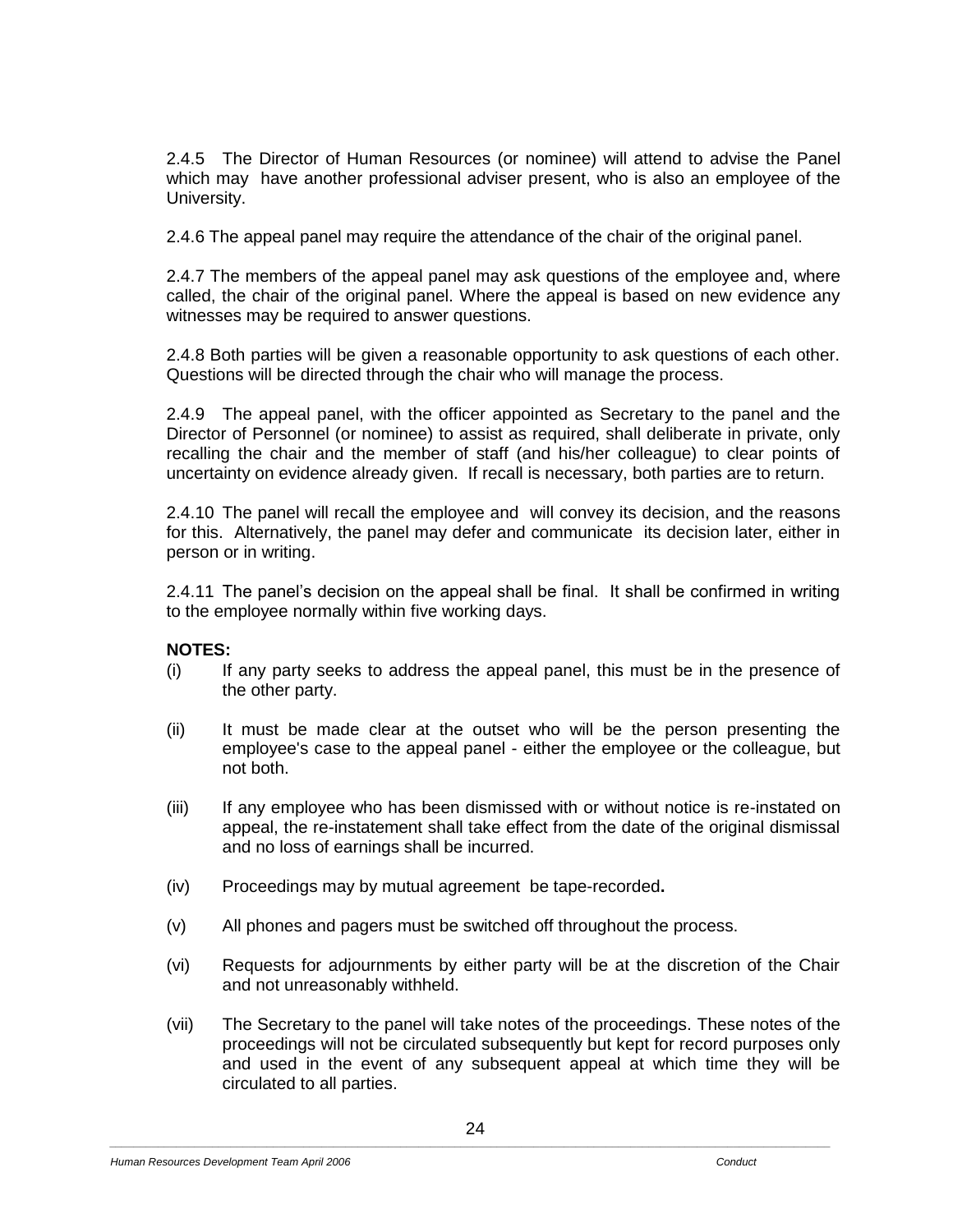2.4.5 The Director of Human Resources (or nominee) will attend to advise the Panel which may have another professional adviser present, who is also an employee of the University.

2.4.6 The appeal panel may require the attendance of the chair of the original panel.

2.4.7 The members of the appeal panel may ask questions of the employee and, where called, the chair of the original panel. Where the appeal is based on new evidence any witnesses may be required to answer questions.

2.4.8 Both parties will be given a reasonable opportunity to ask questions of each other. Questions will be directed through the chair who will manage the process.

2.4.9 The appeal panel, with the officer appointed as Secretary to the panel and the Director of Personnel (or nominee) to assist as required, shall deliberate in private, only recalling the chair and the member of staff (and his/her colleague) to clear points of uncertainty on evidence already given. If recall is necessary, both parties are to return.

2.4.10 The panel will recall the employee and will convey its decision, and the reasons for this. Alternatively, the panel may defer and communicate its decision later, either in person or in writing.

2.4.11 The panel's decision on the appeal shall be final. It shall be confirmed in writing to the employee normally within five working days.

**NOTES:**

(i) If any party seeks to address the appeal panel, this must be in the presence of the other party.

(ii) It must be made clear at the outset who will be the person presenting the employee's case to the appeal panel - either the employee or the colleague, but not both.

(iii) If any employee who has been dismissed with or without notice is re-instated on appeal, the re-instatement shall take effect from the date of the original dismissal and no loss of earnings shall be incurred.

(iv) Proceedings may by mutual agreement be tape-recorded**.**

(v) All phones and pagers must be switched off throughout the process.

(vi) Requests for adjournments by either party will be at the discretion of the Chair and not unreasonably withheld.

(vii) The Secretary to the panel will take notes of the proceedings. These notes of the proceedings will not be circulated subsequently but kept for record purposes only and used in the event of any subsequent appeal at which time they will be circulated to all parties.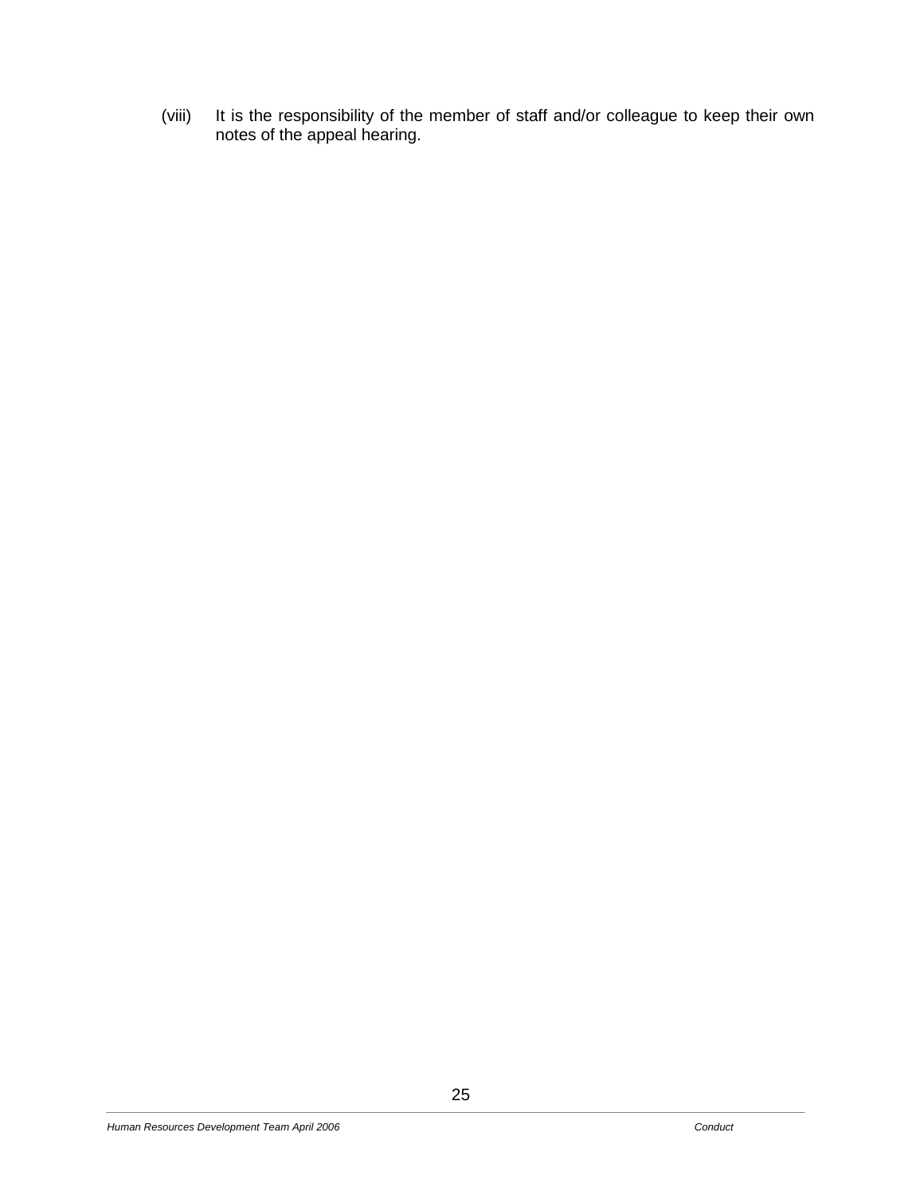(viii) It is the responsibility of the member of staff and/or colleague to keep their own notes of the appeal hearing.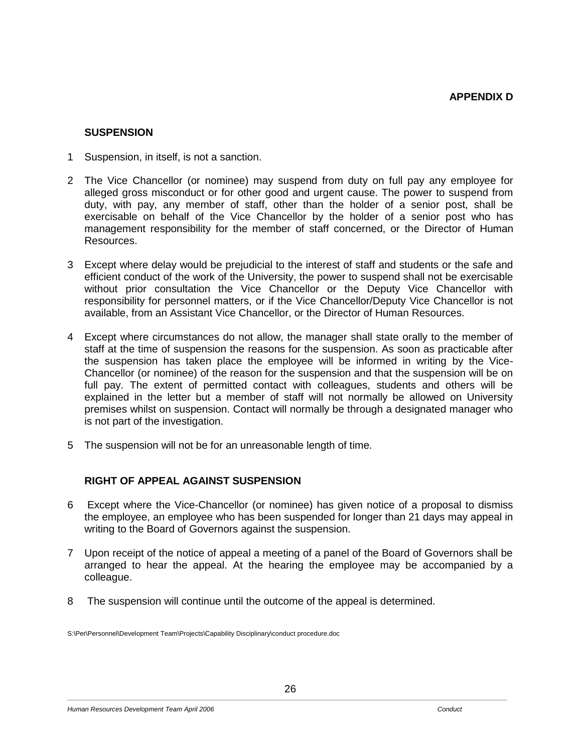**APPENDIX D**

## SUSPENSION

1 Suspension, in itself, is not a sanction.

2 The Vice Chancellor (or nominee) may suspend from duty on full pay any employee for alleged gross misconduct or for other good and urgent cause. The power to suspend from duty, with pay, any member of staff, other than the holder of a senior post, shall be exercisable on behalf of the Vice Chancellor by the holder of a senior post who has management responsibility for the member of staff concerned, or the Director of Human Resources.

3 Except where delay would be prejudicial to the interest of staff and students or the safe and efficient conduct of the work of the University, the power to suspend shall not be exercisable without prior consultation the Vice Chancellor or the Deputy Vice Chancellor with responsibility for personnel matters, or if the Vice Chancellor/Deputy Vice Chancellor is not available, from an Assistant Vice Chancellor, or the Director of Human Resources.

4 Except where circumstances do not allow, the manager shall state orally to the member of staff at the time of suspension the reasons for the suspension. As soon as practicable after the suspension has taken place the employee will be informed in writing by the Vice-Chancellor (or nominee) of the reason for the suspension and that the suspension will be on full pay. The extent of permitted contact with colleagues, students and others will be explained in the letter but a member of staff will not normally be allowed on University premises whilst on suspension. Contact will normally be through a designated manager who is not part of the investigation.

5 The suspension will not be for an unreasonable length of time.

## RIGHT OF APPEAL AGAINST SUSPENSION

6 Except where the Vice-Chancellor (or nominee) has given notice of a proposal to dismiss the employee, an employee who has been suspended for longer than 21 days may appeal in writing to the Board of Governors against the suspension.

7 Upon receipt of the notice of appeal a meeting of a panel of the Board of Governors shall be arranged to hear the appeal. At the hearing the employee may be accompanied by a colleague.

8 The suspension will continue until the outcome of the appeal is determined.

S:\Per\Personnel\Development Team\Projects\Capability Disciplinary\conduct procedure.doc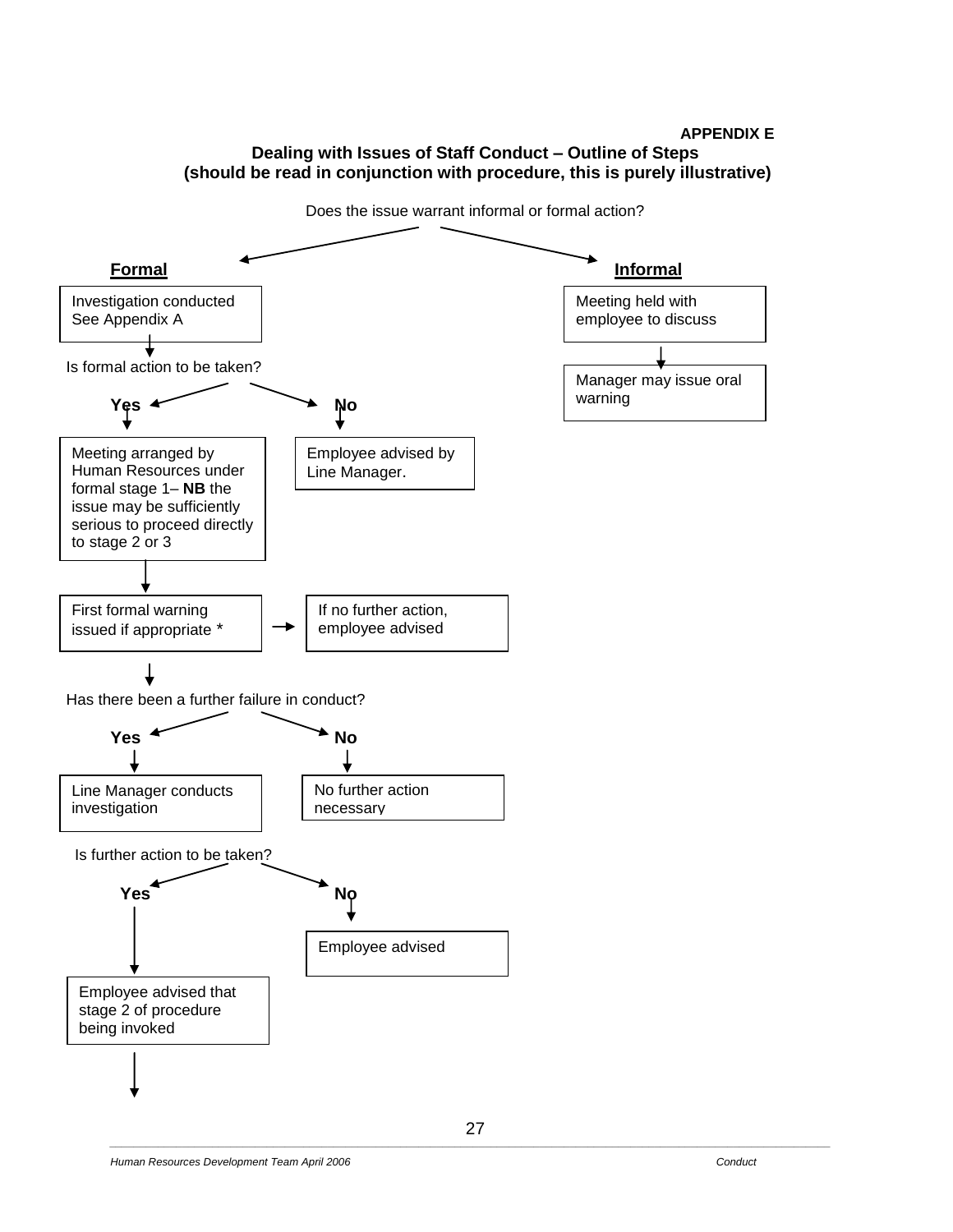**APPENDIX E**

**Dealing with Issues of Staff Conduct – Outline of Steps**
**(should be read in conjunction with procedure, this is purely illustrative)**

Does the issue warrant informal or formal action?

**Formal**

Investigation conducted
See Appendix A

Is formal action to be taken?

**Yes**

Meeting arranged by Human Resources under formal stage 1– **NB** the issue may be sufficiently serious to proceed directly to stage 2 or 3

First formal warning issued if appropriate *

If no further action, employee advised

Has there been a further failure in conduct?

**Yes**

Line Manager conducts investigation

Is further action to be taken?

**Yes**

Employee advised that stage 2 of procedure being invoked

**No**

Employee advised

**No**

No further action necessary

**No**

Employee advised by Line Manager.

**Informal**

Meeting held with employee to discuss

Manager may issue oral warning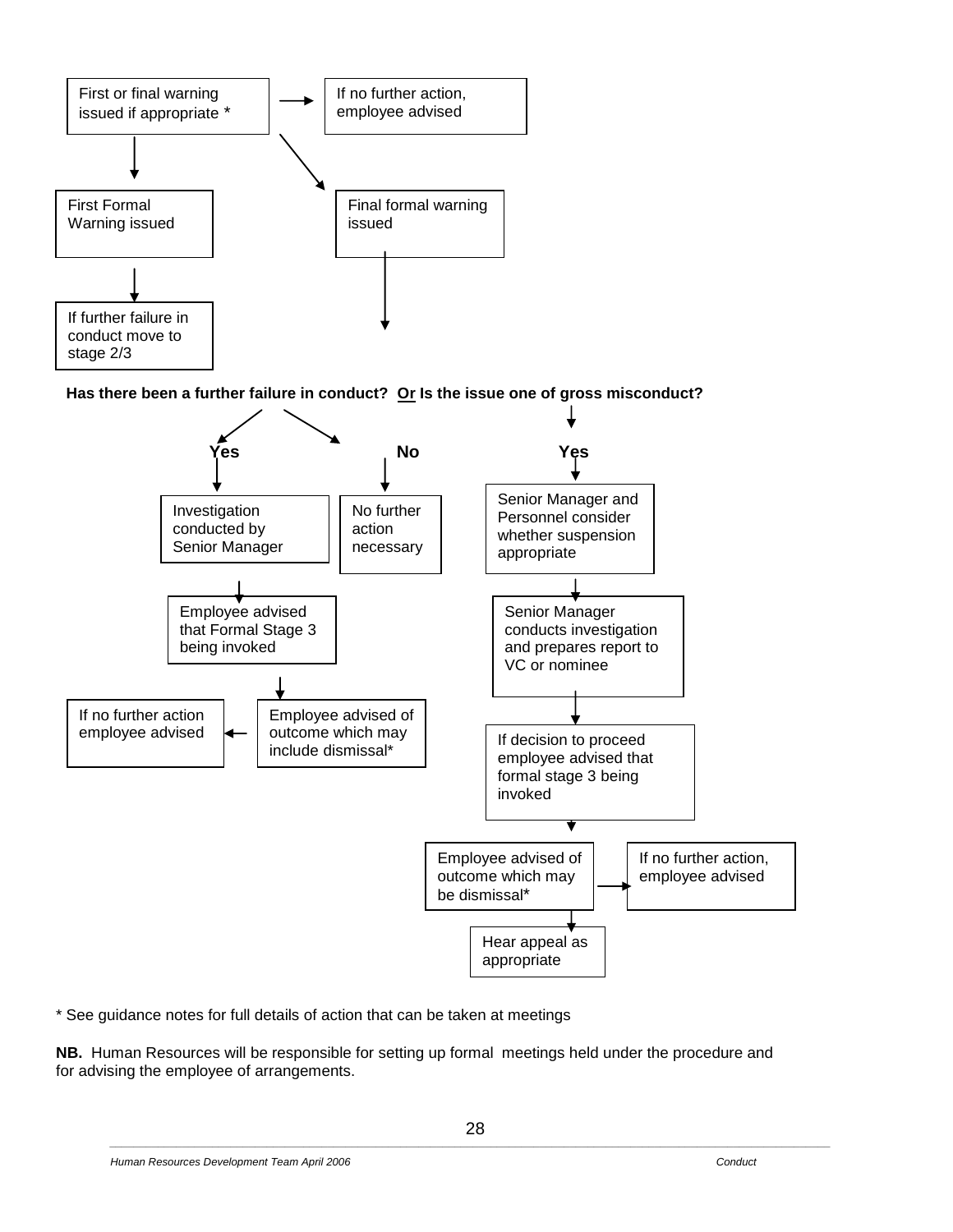First or final warning issued if appropriate *

If no further action, employee advised

First Formal Warning issued

Final formal warning issued

If further failure in conduct move to stage 2/3

**Has there been a further failure in conduct? <u>Or</u> Is the issue one of gross misconduct?**

**Yes**

Investigation conducted by Senior Manager

Employee advised that Formal Stage 3 being invoked

Employee advised of outcome which may include dismissal*

If no further action employee advised

**No**

No further action necessary

**Yes**

Senior Manager and Personnel consider whether suspension appropriate

Senior Manager conducts investigation and prepares report to VC or nominee

If decision to proceed employee advised that formal stage 3 being invoked

Employee advised of outcome which may be dismissal*

If no further action, employee advised

Hear appeal as appropriate

\* See guidance notes for full details of action that can be taken at meetings

**NB.** Human Resources will be responsible for setting up formal meetings held under the procedure and for advising the employee of arrangements.